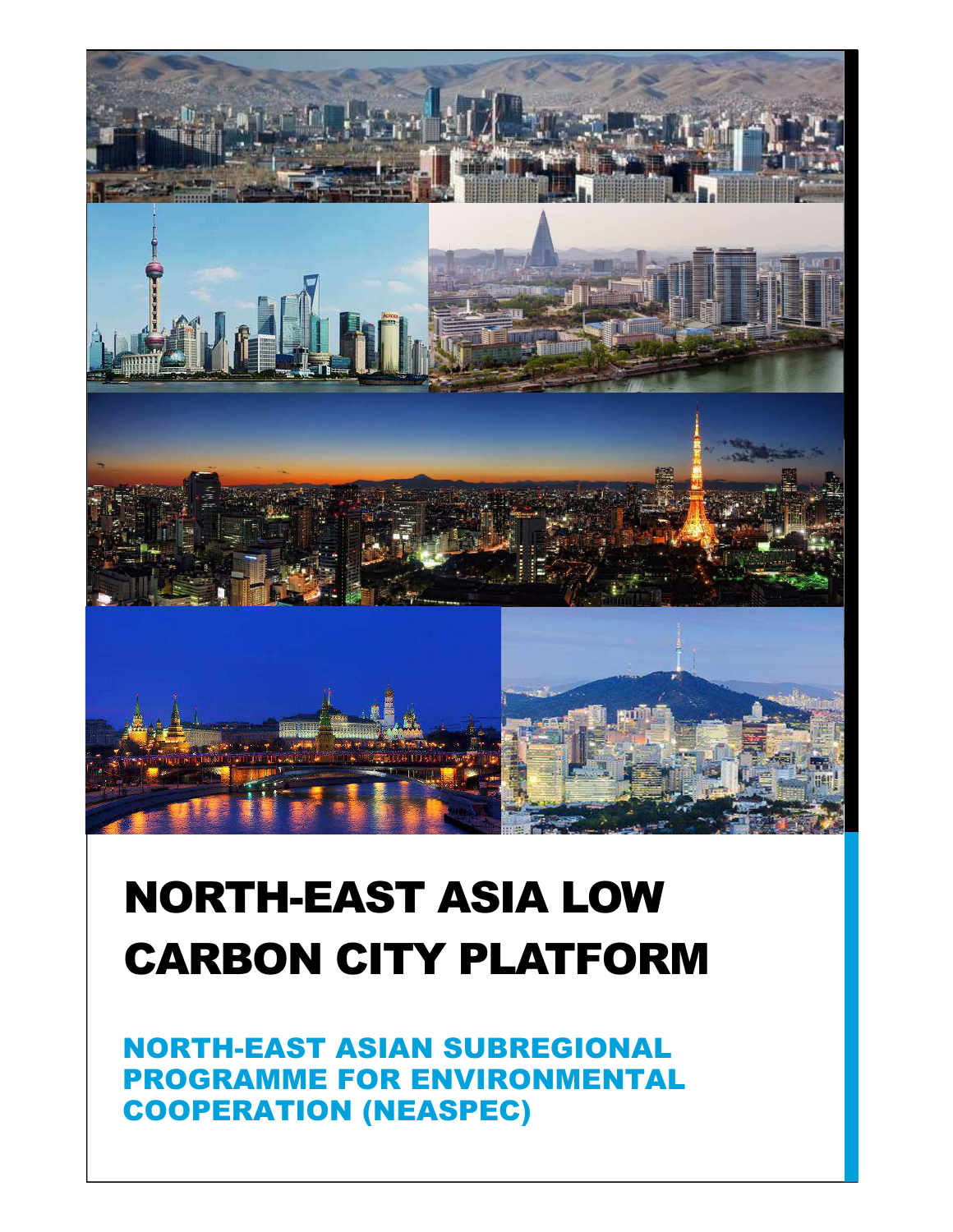# NORTH-EAST ASIA LOW CARBON CITY PLATFORM

## NORTH-EAST ASIAN SUBREGIONAL PROGRAMME FOR ENVIRONMENTAL COOPERATION (NEASPEC)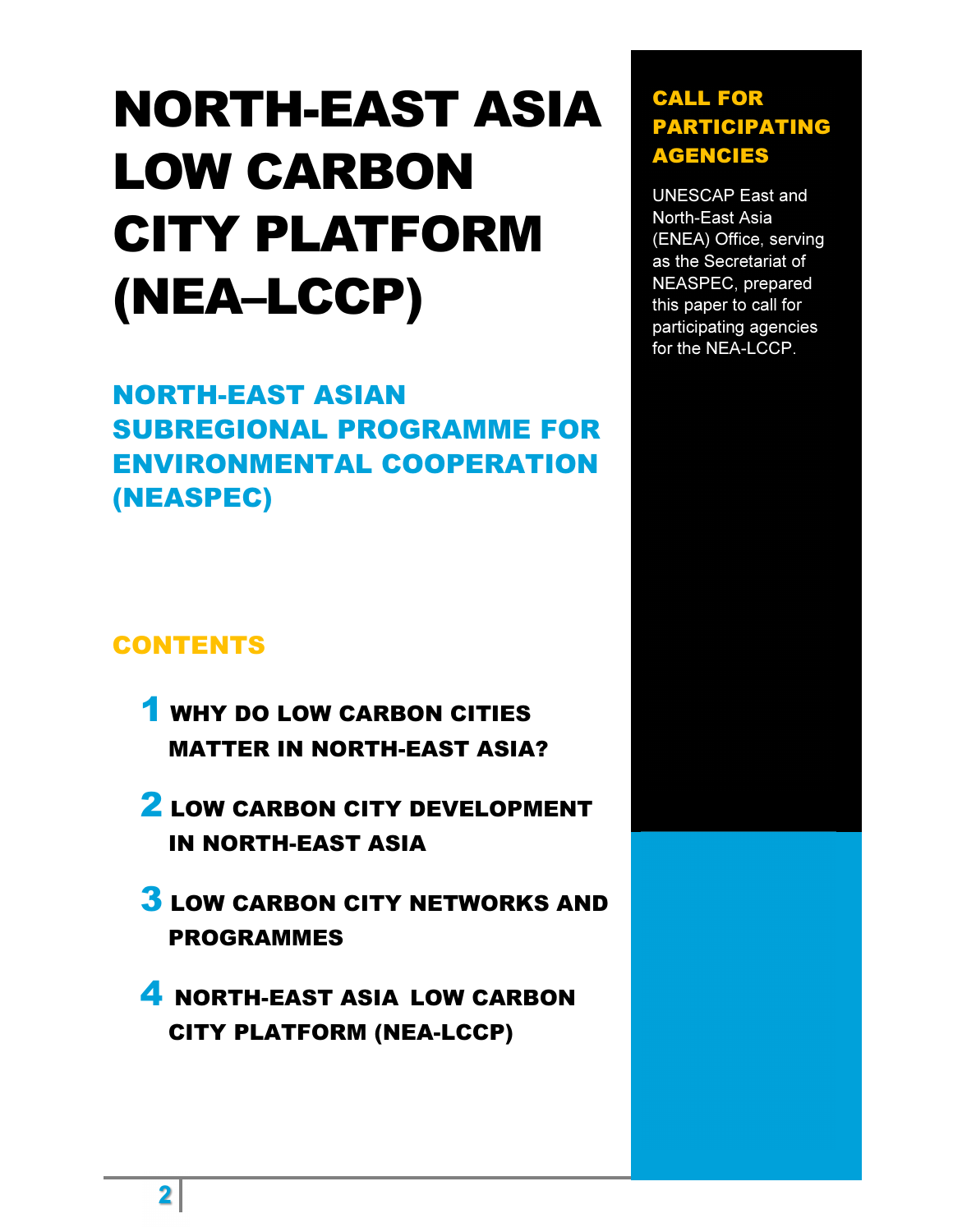# NORTH-EAST ASIA LOW CARBON CITY PLATFORM (NEA–LCCP)

## NORTH-EAST ASIAN SUBREGIONAL PROGRAMME FOR ENVIRONMENTAL COOPERATION (NEASPEC)

### CALL FOR PARTICIPATING AGENCIES

UNESCAP East and North-East Asia (ENEA) Office, serving as the Secretariat of NEASPEC, prepared this paper to call for participating agencies for the NEA-LCCP.

### CONTENTS

1 WHY DO LOW CARBON CITIES MATTER IN NORTH-EAST ASIA?

2 LOW CARBON CITY DEVELOPMENT IN NORTH-EAST ASIA

3 LOW CARBON CITY NETWORKS AND PROGRAMMES

4 NORTH-EAST ASIA LOW CARBON CITY PLATFORM (NEA-LCCP)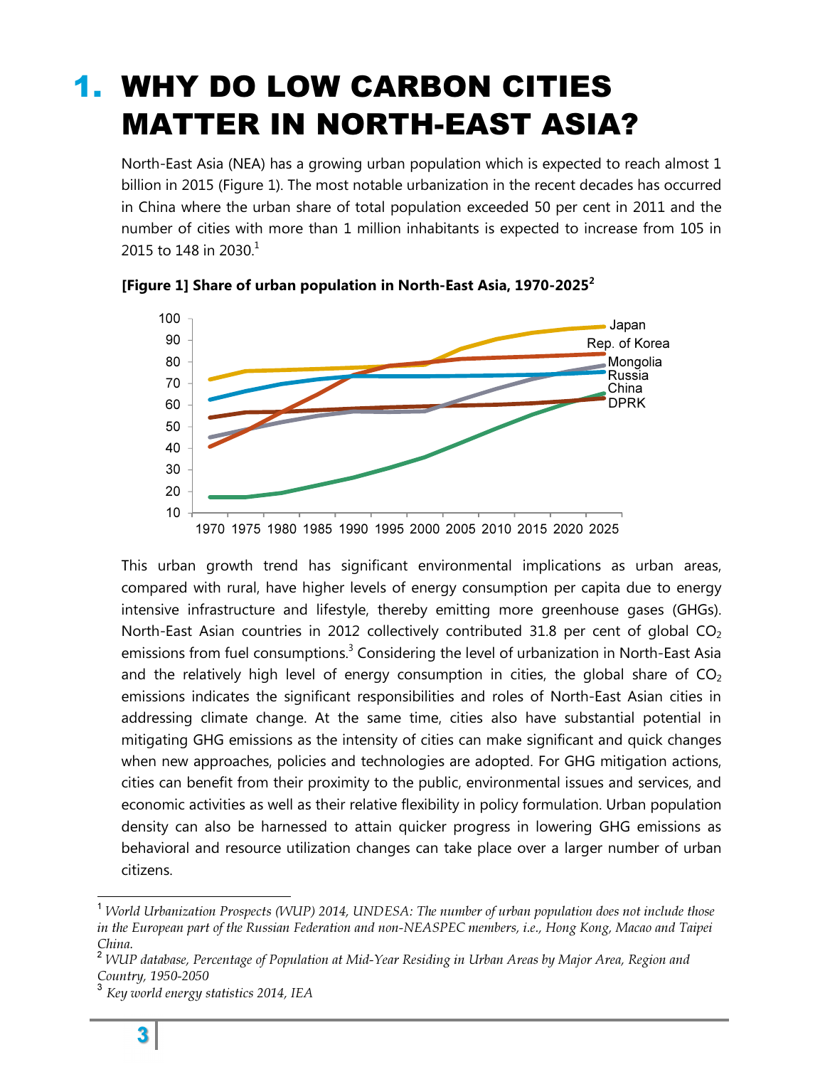# 1. WHY DO LOW CARBON CITIES MATTER IN NORTH-EAST ASIA?

North-East Asia (NEA) has a growing urban population which is expected to reach almost 1 billion in 2015 (Figure 1). The most notable urbanization in the recent decades has occurred in China where the urban share of total population exceeded 50 per cent in 2011 and the number of cities with more than 1 million inhabitants is expected to increase from 105 in 2015 to 148 in 2030.[1]

**[Figure 1] Share of urban population in North-East Asia, 1970-2025[2]**

100
90
80
70
60
50
40
30
20
10

1970 1975 1980 1985 1990 1995 2000 2005 2010 2015 2020 2025

Japan
Rep. of Korea
Mongolia
Russia
China
DPRK

This urban growth trend has significant environmental implications as urban areas, compared with rural, have higher levels of energy consumption per capita due to energy intensive infrastructure and lifestyle, thereby emitting more greenhouse gases (GHGs). North-East Asian countries in 2012 collectively contributed 31.8 per cent of global $CO_2$ emissions from fuel consumptions.[3] Considering the level of urbanization in North-East Asia and the relatively high level of energy consumption in cities, the global share of $CO_2$ emissions indicates the significant responsibilities and roles of North-East Asian cities in addressing climate change. At the same time, cities also have substantial potential in mitigating GHG emissions as the intensity of cities can make significant and quick changes when new approaches, policies and technologies are adopted. For GHG mitigation actions, cities can benefit from their proximity to the public, environmental issues and services, and economic activities as well as their relative flexibility in policy formulation. Urban population density can also be harnessed to attain quicker progress in lowering GHG emissions as behavioral and resource utilization changes can take place over a larger number of urban citizens.

---

[1] *World Urbanization Prospects (WUP) 2014, UNDESA: The number of urban population does not include those in the European part of the Russian Federation and non-NEASPEC members, i.e., Hong Kong, Macao and Taipei China.*

[2] *WUP database, Percentage of Population at Mid-Year Residing in Urban Areas by Major Area, Region and Country, 1950-2050*

[3] *Key world energy statistics 2014, IEA*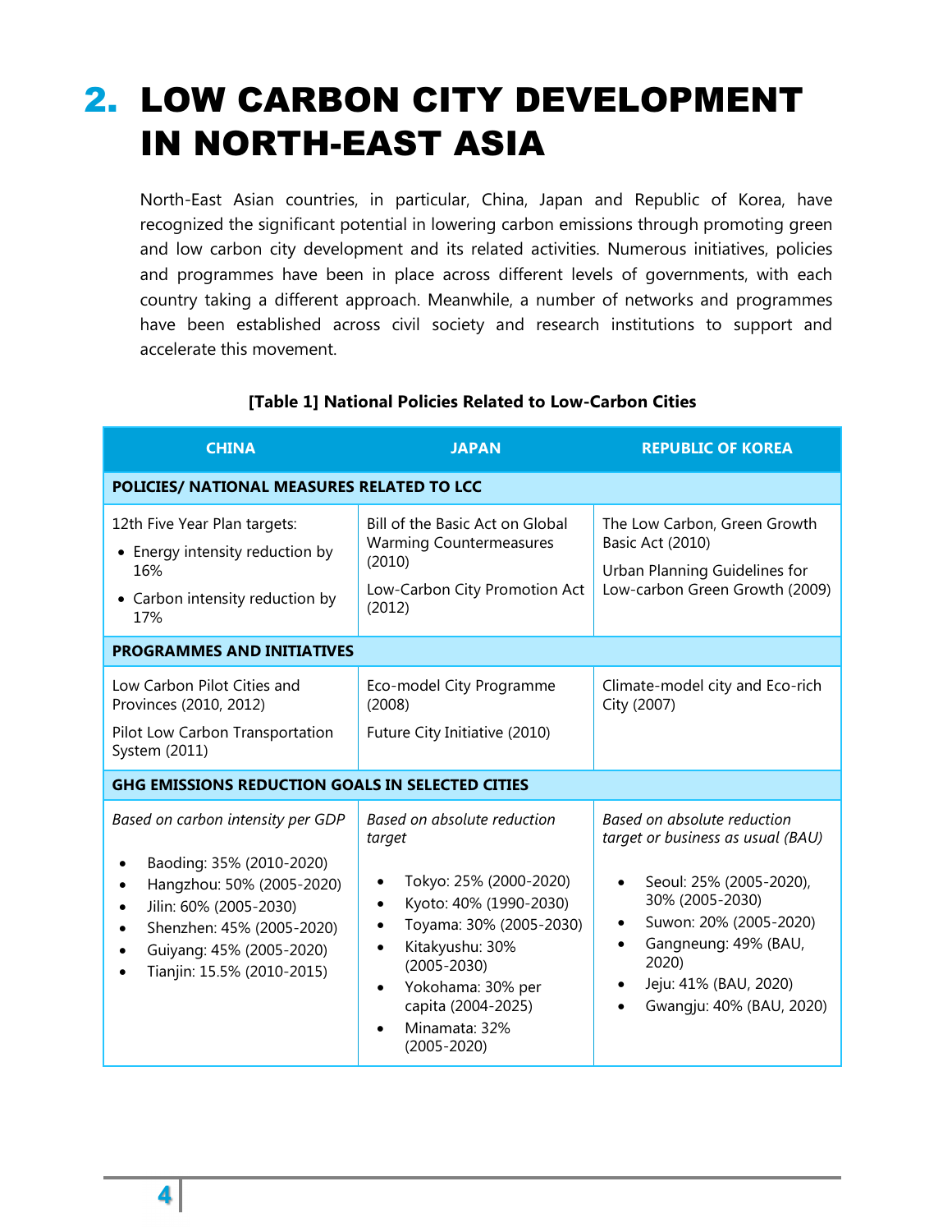# 2. LOW CARBON CITY DEVELOPMENT IN NORTH-EAST ASIA

North-East Asian countries, in particular, China, Japan and Republic of Korea, have recognized the significant potential in lowering carbon emissions through promoting green and low carbon city development and its related activities. Numerous initiatives, policies and programmes have been in place across different levels of governments, with each country taking a different approach. Meanwhile, a number of networks and programmes have been established across civil society and research institutions to support and accelerate this movement.

**[Table 1] National Policies Related to Low-Carbon Cities**

| CHINA | JAPAN | REPUBLIC OF KOREA |
|---|---|---|
| **POLICIES/ NATIONAL MEASURES RELATED TO LCC** | | |
| 12th Five Year Plan targets:<br>• Energy intensity reduction by 16%<br>• Carbon intensity reduction by 17% | Bill of the Basic Act on Global Warming Countermeasures (2010)<br>Low-Carbon City Promotion Act (2012) | The Low Carbon, Green Growth Basic Act (2010)<br>Urban Planning Guidelines for Low-carbon Green Growth (2009) |
| **PROGRAMMES AND INITIATIVES** | | |
| Low Carbon Pilot Cities and Provinces (2010, 2012)<br>Pilot Low Carbon Transportation System (2011) | Eco-model City Programme (2008)<br>Future City Initiative (2010) | Climate-model city and Eco-rich City (2007) |
| **GHG EMISSIONS REDUCTION GOALS IN SELECTED CITIES** | | |
| *Based on carbon intensity per GDP*<br>• Baoding: 35% (2010-2020)<br>• Hangzhou: 50% (2005-2020)<br>• Jilin: 60% (2005-2030)<br>• Shenzhen: 45% (2005-2020)<br>• Guiyang: 45% (2005-2020)<br>• Tianjin: 15.5% (2010-2015) | *Based on absolute reduction target*<br>• Tokyo: 25% (2000-2020)<br>• Kyoto: 40% (1990-2030)<br>• Toyama: 30% (2005-2030)<br>• Kitakyushu: 30% (2005-2030)<br>• Yokohama: 30% per capita (2004-2025)<br>• Minamata: 32% (2005-2020) | *Based on absolute reduction target or business as usual (BAU)*<br>• Seoul: 25% (2005-2020), 30% (2005-2030)<br>• Suwon: 20% (2005-2020)<br>• Gangneung: 49% (BAU, 2020)<br>• Jeju: 41% (BAU, 2020)<br>• Gwangju: 40% (BAU, 2020) |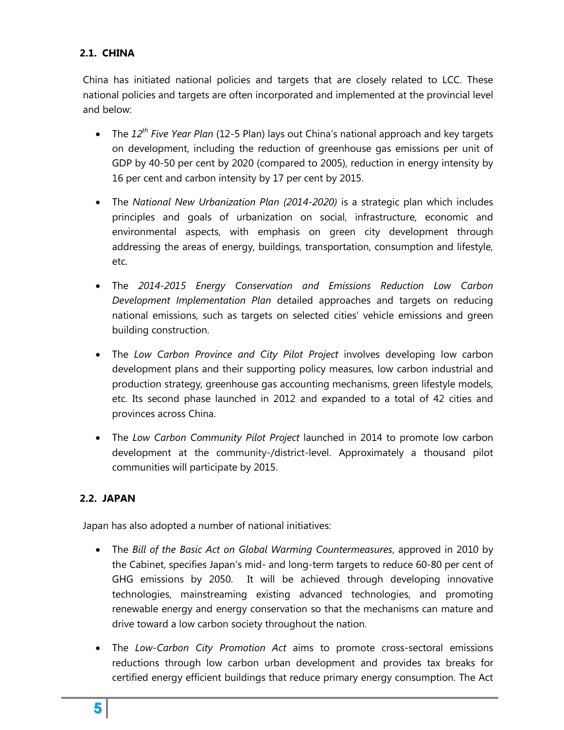### 2.1. CHINA

China has initiated national policies and targets that are closely related to LCC. These national policies and targets are often incorporated and implemented at the provincial level and below:

- The *12$^{th}$ Five Year Plan* (12-5 Plan) lays out China's national approach and key targets on development, including the reduction of greenhouse gas emissions per unit of GDP by 40-50 per cent by 2020 (compared to 2005), reduction in energy intensity by 16 per cent and carbon intensity by 17 per cent by 2015.

- The *National New Urbanization Plan (2014-2020)* is a strategic plan which includes principles and goals of urbanization on social, infrastructure, economic and environmental aspects, with emphasis on green city development through addressing the areas of energy, buildings, transportation, consumption and lifestyle, etc.

- The *2014-2015 Energy Conservation and Emissions Reduction Low Carbon Development Implementation Plan* detailed approaches and targets on reducing national emissions, such as targets on selected cities' vehicle emissions and green building construction.

- The *Low Carbon Province and City Pilot Project* involves developing low carbon development plans and their supporting policy measures, low carbon industrial and production strategy, greenhouse gas accounting mechanisms, green lifestyle models, etc. Its second phase launched in 2012 and expanded to a total of 42 cities and provinces across China.

- The *Low Carbon Community Pilot Project* launched in 2014 to promote low carbon development at the community-/district-level. Approximately a thousand pilot communities will participate by 2015.

### 2.2. JAPAN

Japan has also adopted a number of national initiatives:

- The *Bill of the Basic Act on Global Warming Countermeasures*, approved in 2010 by the Cabinet, specifies Japan's mid- and long-term targets to reduce 60-80 per cent of GHG emissions by 2050. It will be achieved through developing innovative technologies, mainstreaming existing advanced technologies, and promoting renewable energy and energy conservation so that the mechanisms can mature and drive toward a low carbon society throughout the nation.

- The *Low-Carbon City Promotion Act* aims to promote cross-sectoral emissions reductions through low carbon urban development and provides tax breaks for certified energy efficient buildings that reduce primary energy consumption. The Act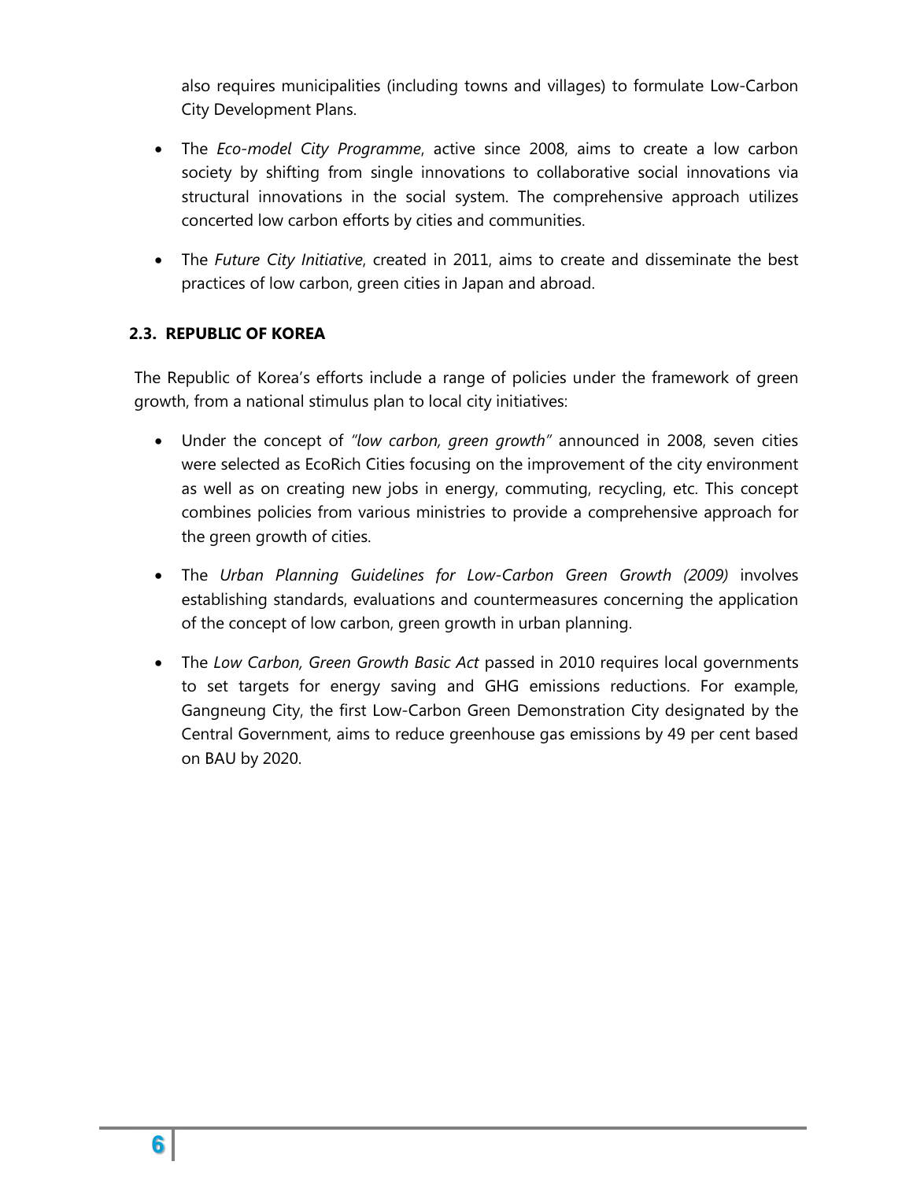also requires municipalities (including towns and villages) to formulate Low-Carbon City Development Plans.

- The *Eco-model City Programme*, active since 2008, aims to create a low carbon society by shifting from single innovations to collaborative social innovations via structural innovations in the social system. The comprehensive approach utilizes concerted low carbon efforts by cities and communities.
- The *Future City Initiative*, created in 2011, aims to create and disseminate the best practices of low carbon, green cities in Japan and abroad.

### 2.3. REPUBLIC OF KOREA

The Republic of Korea's efforts include a range of policies under the framework of green growth, from a national stimulus plan to local city initiatives:

- Under the concept of *"low carbon, green growth"* announced in 2008, seven cities were selected as EcoRich Cities focusing on the improvement of the city environment as well as on creating new jobs in energy, commuting, recycling, etc. This concept combines policies from various ministries to provide a comprehensive approach for the green growth of cities.
- The *Urban Planning Guidelines for Low-Carbon Green Growth (2009)* involves establishing standards, evaluations and countermeasures concerning the application of the concept of low carbon, green growth in urban planning.
- The *Low Carbon, Green Growth Basic Act* passed in 2010 requires local governments to set targets for energy saving and GHG emissions reductions. For example, Gangneung City, the first Low-Carbon Green Demonstration City designated by the Central Government, aims to reduce greenhouse gas emissions by 49 per cent based on BAU by 2020.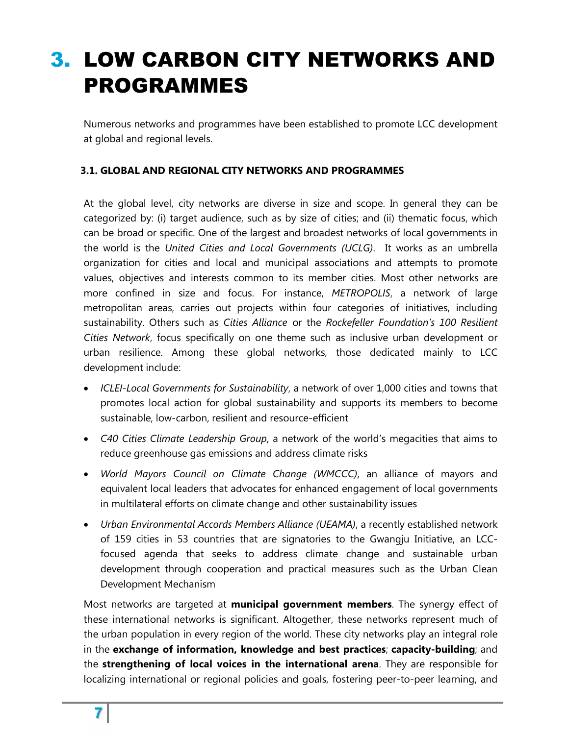# 3. LOW CARBON CITY NETWORKS AND PROGRAMMES

Numerous networks and programmes have been established to promote LCC development at global and regional levels.

## 3.1. GLOBAL AND REGIONAL CITY NETWORKS AND PROGRAMMES

At the global level, city networks are diverse in size and scope. In general they can be categorized by: (i) target audience, such as by size of cities; and (ii) thematic focus, which can be broad or specific. One of the largest and broadest networks of local governments in the world is the *United Cities and Local Governments (UCLG)*. It works as an umbrella organization for cities and local and municipal associations and attempts to promote values, objectives and interests common to its member cities. Most other networks are more confined in size and focus. For instance, *METROPOLIS*, a network of large metropolitan areas, carries out projects within four categories of initiatives, including sustainability. Others such as *Cities Alliance* or the *Rockefeller Foundation's 100 Resilient Cities Network*, focus specifically on one theme such as inclusive urban development or urban resilience. Among these global networks, those dedicated mainly to LCC development include:

- *ICLEI-Local Governments for Sustainability*, a network of over 1,000 cities and towns that promotes local action for global sustainability and supports its members to become sustainable, low-carbon, resilient and resource-efficient
- *C40 Cities Climate Leadership Group*, a network of the world's megacities that aims to reduce greenhouse gas emissions and address climate risks
- *World Mayors Council on Climate Change (WMCCC)*, an alliance of mayors and equivalent local leaders that advocates for enhanced engagement of local governments in multilateral efforts on climate change and other sustainability issues
- *Urban Environmental Accords Members Alliance (UEAMA)*, a recently established network of 159 cities in 53 countries that are signatories to the Gwangju Initiative, an LCC-focused agenda that seeks to address climate change and sustainable urban development through cooperation and practical measures such as the Urban Clean Development Mechanism

Most networks are targeted at **municipal government members**. The synergy effect of these international networks is significant. Altogether, these networks represent much of the urban population in every region of the world. These city networks play an integral role in the **exchange of information, knowledge and best practices**; **capacity-building**; and the **strengthening of local voices in the international arena**. They are responsible for localizing international or regional policies and goals, fostering peer-to-peer learning, and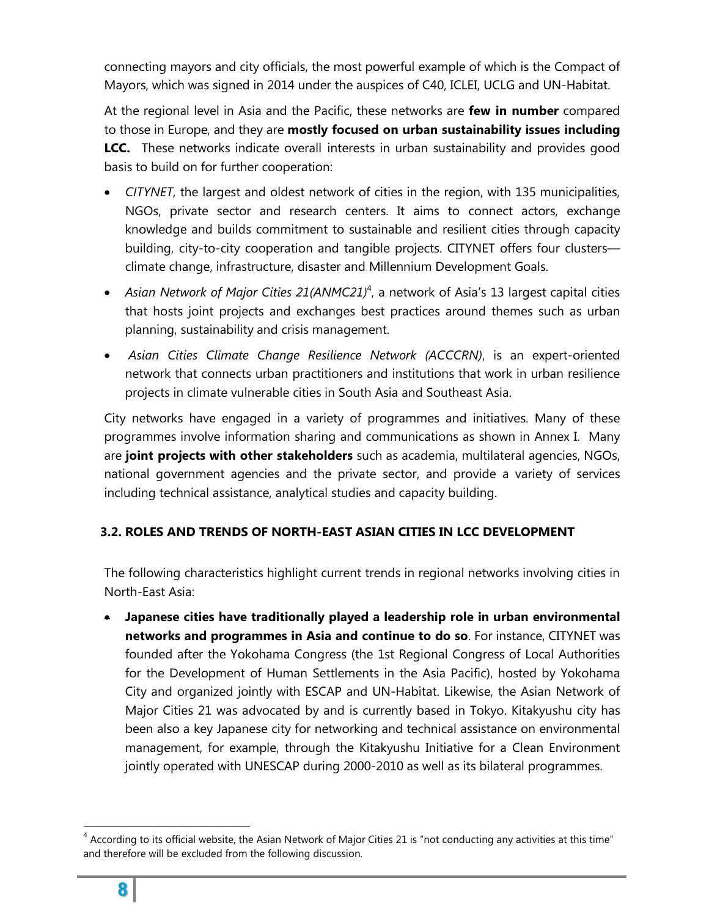connecting mayors and city officials, the most powerful example of which is the Compact of Mayors, which was signed in 2014 under the auspices of C40, ICLEI, UCLG and UN-Habitat.

At the regional level in Asia and the Pacific, these networks are **few in number** compared to those in Europe, and they are **mostly focused on urban sustainability issues including LCC.** These networks indicate overall interests in urban sustainability and provides good basis to build on for further cooperation:

- *CITYNET*, the largest and oldest network of cities in the region, with 135 municipalities, NGOs, private sector and research centers. It aims to connect actors, exchange knowledge and builds commitment to sustainable and resilient cities through capacity building, city-to-city cooperation and tangible projects. CITYNET offers four clusters—climate change, infrastructure, disaster and Millennium Development Goals.
- *Asian Network of Major Cities 21(ANMC21)*[4], a network of Asia's 13 largest capital cities that hosts joint projects and exchanges best practices around themes such as urban planning, sustainability and crisis management.
- *Asian Cities Climate Change Resilience Network (ACCCRN)*, is an expert-oriented network that connects urban practitioners and institutions that work in urban resilience projects in climate vulnerable cities in South Asia and Southeast Asia.

City networks have engaged in a variety of programmes and initiatives. Many of these programmes involve information sharing and communications as shown in Annex I. Many are **joint projects with other stakeholders** such as academia, multilateral agencies, NGOs, national government agencies and the private sector, and provide a variety of services including technical assistance, analytical studies and capacity building.

### 3.2. ROLES AND TRENDS OF NORTH-EAST ASIAN CITIES IN LCC DEVELOPMENT

The following characteristics highlight current trends in regional networks involving cities in North-East Asia:

- **Japanese cities have traditionally played a leadership role in urban environmental networks and programmes in Asia and continue to do so**. For instance, CITYNET was founded after the Yokohama Congress (the 1st Regional Congress of Local Authorities for the Development of Human Settlements in the Asia Pacific), hosted by Yokohama City and organized jointly with ESCAP and UN-Habitat. Likewise, the Asian Network of Major Cities 21 was advocated by and is currently based in Tokyo. Kitakyushu city has been also a key Japanese city for networking and technical assistance on environmental management, for example, through the Kitakyushu Initiative for a Clean Environment jointly operated with UNESCAP during 2000-2010 as well as its bilateral programmes.

[4] According to its official website, the Asian Network of Major Cities 21 is "not conducting any activities at this time" and therefore will be excluded from the following discussion.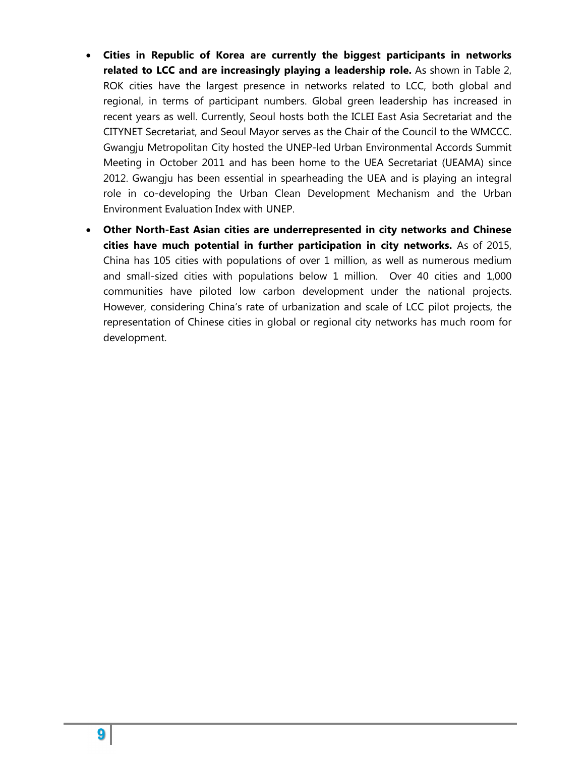- **Cities in Republic of Korea are currently the biggest participants in networks related to LCC and are increasingly playing a leadership role.** As shown in Table 2, ROK cities have the largest presence in networks related to LCC, both global and regional, in terms of participant numbers. Global green leadership has increased in recent years as well. Currently, Seoul hosts both the ICLEI East Asia Secretariat and the CITYNET Secretariat, and Seoul Mayor serves as the Chair of the Council to the WMCCC. Gwangju Metropolitan City hosted the UNEP-led Urban Environmental Accords Summit Meeting in October 2011 and has been home to the UEA Secretariat (UEAMA) since 2012. Gwangju has been essential in spearheading the UEA and is playing an integral role in co-developing the Urban Clean Development Mechanism and the Urban Environment Evaluation Index with UNEP.
- **Other North-East Asian cities are underrepresented in city networks and Chinese cities have much potential in further participation in city networks.** As of 2015, China has 105 cities with populations of over 1 million, as well as numerous medium and small-sized cities with populations below 1 million. Over 40 cities and 1,000 communities have piloted low carbon development under the national projects. However, considering China's rate of urbanization and scale of LCC pilot projects, the representation of Chinese cities in global or regional city networks has much room for development.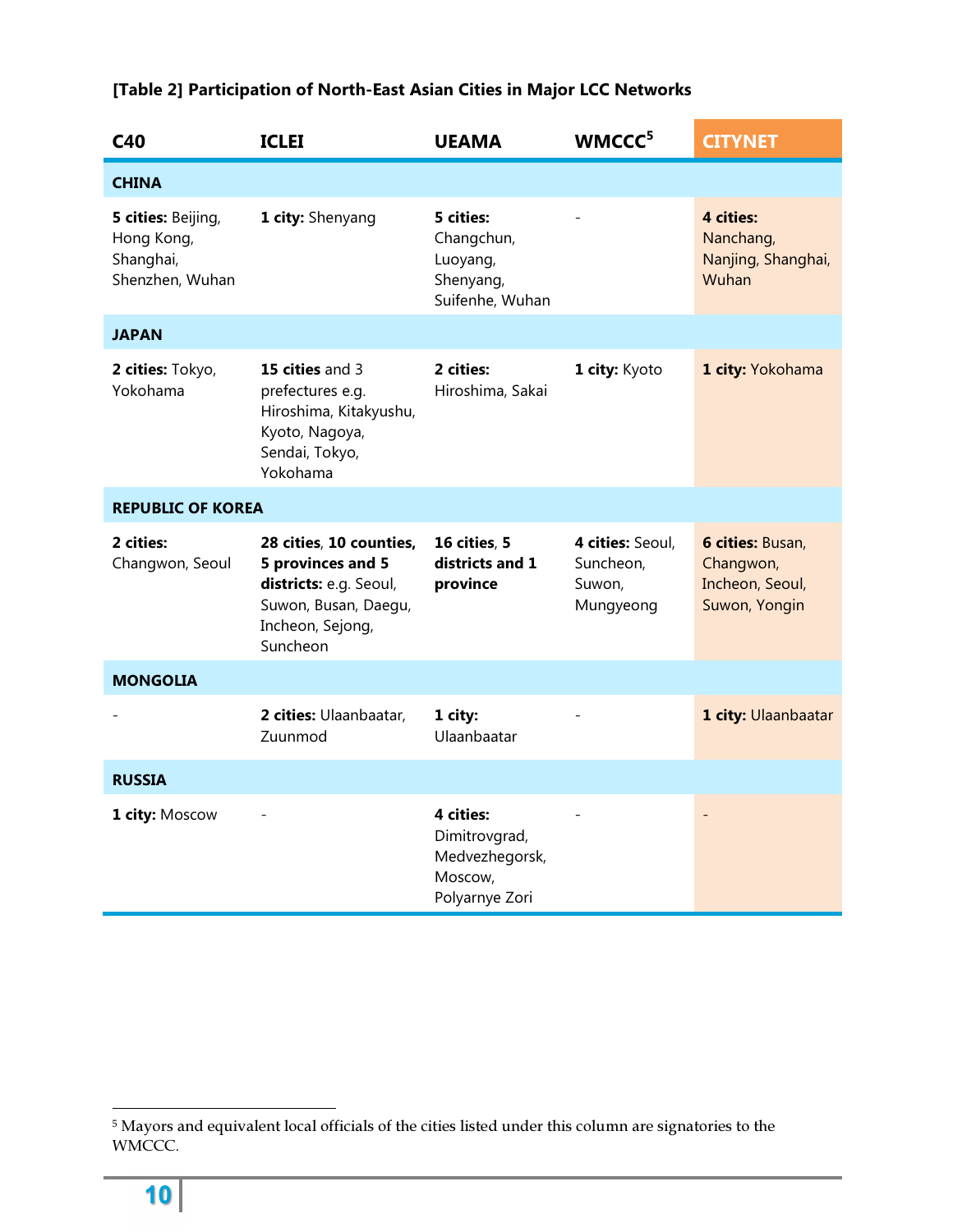**[Table 2] Participation of North-East Asian Cities in Major LCC Networks**

| C40 | ICLEI | UEAMA | WMCCC[5] | CITYNET |
|---|---|---|---|---|
| **CHINA** | | | | |
| **5 cities:** Beijing, Hong Kong, Shanghai, Shenzhen, Wuhan | **1 city:** Shenyang | **5 cities:** Changchun, Luoyang, Shenyang, Suifenhe, Wuhan | - | **4 cities:** Nanchang, Nanjing, Shanghai, Wuhan |
| **JAPAN** | | | | |
| **2 cities:** Tokyo, Yokohama | **15 cities** and 3 prefectures e.g. Hiroshima, Kitakyushu, Kyoto, Nagoya, Sendai, Tokyo, Yokohama | **2 cities:** Hiroshima, Sakai | **1 city:** Kyoto | **1 city:** Yokohama |
| **REPUBLIC OF KOREA** | | | | |
| **2 cities:** Changwon, Seoul | **28 cities, 10 counties, 5 provinces and 5 districts:** e.g. Seoul, Suwon, Busan, Daegu, Incheon, Sejong, Suncheon | **16 cities, 5 districts and 1 province** | **4 cities:** Seoul, Suncheon, Suwon, Mungyeong | **6 cities:** Busan, Changwon, Incheon, Seoul, Suwon, Yongin |
| **MONGOLIA** | | | | |
| - | **2 cities:** Ulaanbaatar, Zuunmod | **1 city:** Ulaanbaatar | - | **1 city:** Ulaanbaatar |
| **RUSSIA** | | | | |
| **1 city:** Moscow | - | **4 cities:** Dimitrovgrad, Medvezhegorsk, Moscow, Polyarnye Zori | - | - |

[5] Mayors and equivalent local officials of the cities listed under this column are signatories to the WMCCC.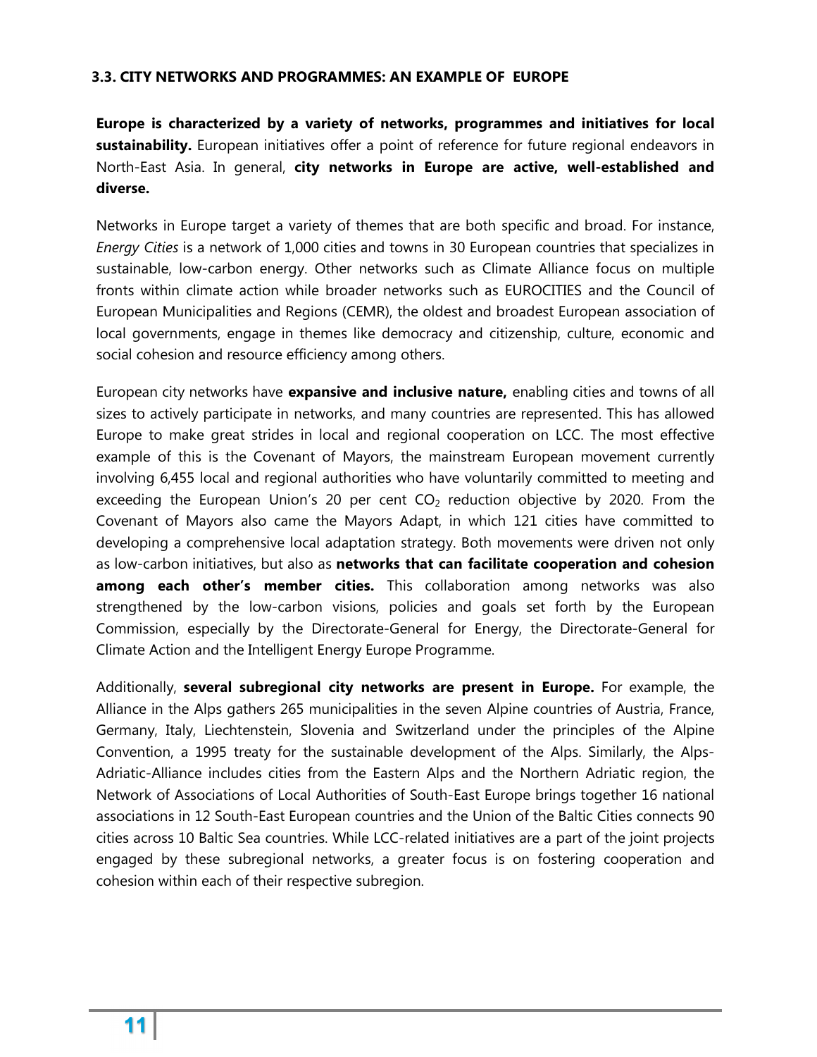### 3.3. CITY NETWORKS AND PROGRAMMES: AN EXAMPLE OF EUROPE

**Europe is characterized by a variety of networks, programmes and initiatives for local sustainability.** European initiatives offer a point of reference for future regional endeavors in North-East Asia. In general, **city networks in Europe are active, well-established and diverse.**

Networks in Europe target a variety of themes that are both specific and broad. For instance, *Energy Cities* is a network of 1,000 cities and towns in 30 European countries that specializes in sustainable, low-carbon energy. Other networks such as Climate Alliance focus on multiple fronts within climate action while broader networks such as EUROCITIES and the Council of European Municipalities and Regions (CEMR), the oldest and broadest European association of local governments, engage in themes like democracy and citizenship, culture, economic and social cohesion and resource efficiency among others.

European city networks have **expansive and inclusive nature,** enabling cities and towns of all sizes to actively participate in networks, and many countries are represented. This has allowed Europe to make great strides in local and regional cooperation on LCC. The most effective example of this is the Covenant of Mayors, the mainstream European movement currently involving 6,455 local and regional authorities who have voluntarily committed to meeting and exceeding the European Union's 20 per cent $CO_2$ reduction objective by 2020. From the Covenant of Mayors also came the Mayors Adapt, in which 121 cities have committed to developing a comprehensive local adaptation strategy. Both movements were driven not only as low-carbon initiatives, but also as **networks that can facilitate cooperation and cohesion among each other's member cities.** This collaboration among networks was also strengthened by the low-carbon visions, policies and goals set forth by the European Commission, especially by the Directorate-General for Energy, the Directorate-General for Climate Action and the Intelligent Energy Europe Programme.

Additionally, **several subregional city networks are present in Europe.** For example, the Alliance in the Alps gathers 265 municipalities in the seven Alpine countries of Austria, France, Germany, Italy, Liechtenstein, Slovenia and Switzerland under the principles of the Alpine Convention, a 1995 treaty for the sustainable development of the Alps. Similarly, the Alps-Adriatic-Alliance includes cities from the Eastern Alps and the Northern Adriatic region, the Network of Associations of Local Authorities of South-East Europe brings together 16 national associations in 12 South-East European countries and the Union of the Baltic Cities connects 90 cities across 10 Baltic Sea countries. While LCC-related initiatives are a part of the joint projects engaged by these subregional networks, a greater focus is on fostering cooperation and cohesion within each of their respective subregion.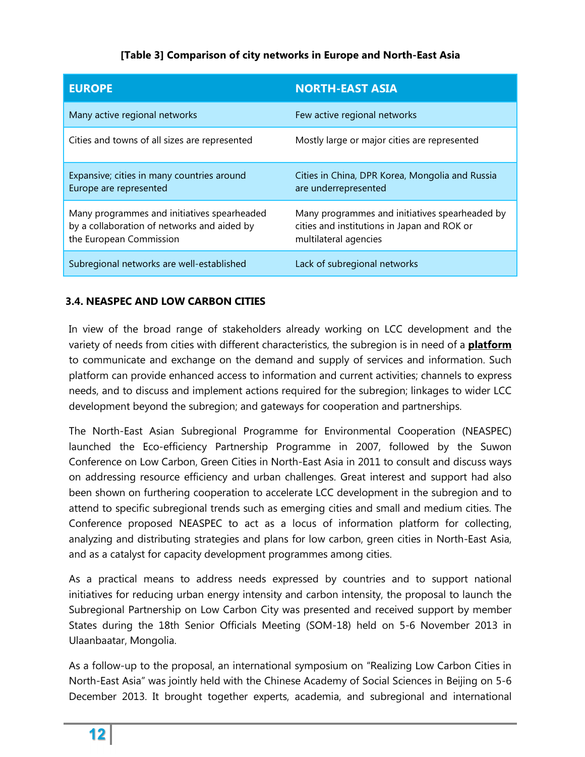**[Table 3] Comparison of city networks in Europe and North-East Asia**

| EUROPE | NORTH-EAST ASIA |
|---|---|
| Many active regional networks | Few active regional networks |
| Cities and towns of all sizes are represented | Mostly large or major cities are represented |
| Expansive; cities in many countries around Europe are represented | Cities in China, DPR Korea, Mongolia and Russia are underrepresented |
| Many programmes and initiatives spearheaded by a collaboration of networks and aided by the European Commission | Many programmes and initiatives spearheaded by cities and institutions in Japan and ROK or multilateral agencies |
| Subregional networks are well-established | Lack of subregional networks |

### 3.4. NEASPEC AND LOW CARBON CITIES

In view of the broad range of stakeholders already working on LCC development and the variety of needs from cities with different characteristics, the subregion is in need of a **platform** to communicate and exchange on the demand and supply of services and information. Such platform can provide enhanced access to information and current activities; channels to express needs, and to discuss and implement actions required for the subregion; linkages to wider LCC development beyond the subregion; and gateways for cooperation and partnerships.

The North-East Asian Subregional Programme for Environmental Cooperation (NEASPEC) launched the Eco-efficiency Partnership Programme in 2007, followed by the Suwon Conference on Low Carbon, Green Cities in North-East Asia in 2011 to consult and discuss ways on addressing resource efficiency and urban challenges. Great interest and support had also been shown on furthering cooperation to accelerate LCC development in the subregion and to attend to specific subregional trends such as emerging cities and small and medium cities. The Conference proposed NEASPEC to act as a locus of information platform for collecting, analyzing and distributing strategies and plans for low carbon, green cities in North-East Asia, and as a catalyst for capacity development programmes among cities.

As a practical means to address needs expressed by countries and to support national initiatives for reducing urban energy intensity and carbon intensity, the proposal to launch the Subregional Partnership on Low Carbon City was presented and received support by member States during the 18th Senior Officials Meeting (SOM-18) held on 5-6 November 2013 in Ulaanbaatar, Mongolia.

As a follow-up to the proposal, an international symposium on "Realizing Low Carbon Cities in North-East Asia" was jointly held with the Chinese Academy of Social Sciences in Beijing on 5-6 December 2013. It brought together experts, academia, and subregional and international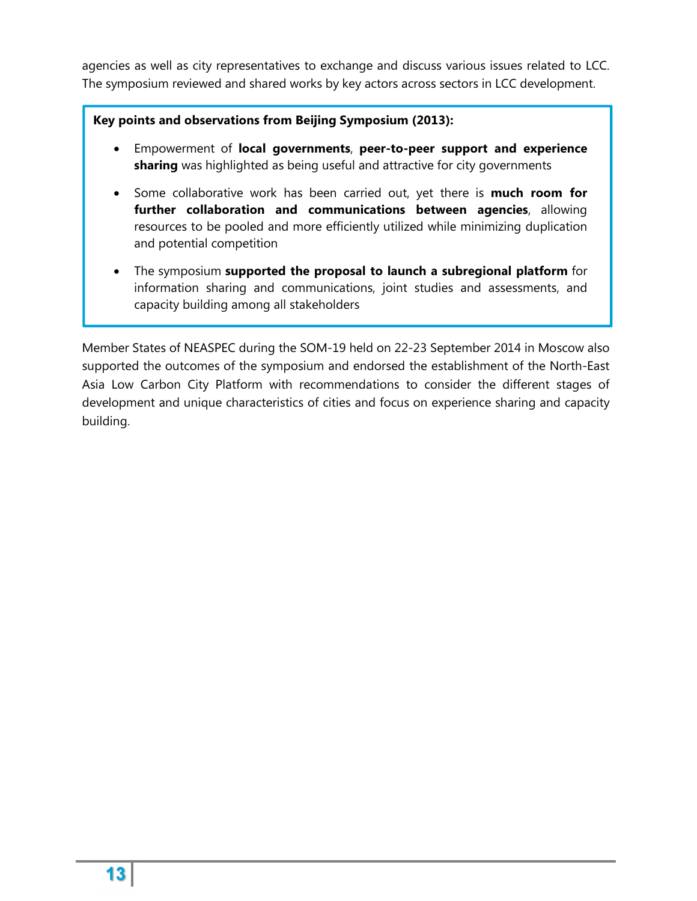agencies as well as city representatives to exchange and discuss various issues related to LCC. The symposium reviewed and shared works by key actors across sectors in LCC development.

**Key points and observations from Beijing Symposium (2013):**

- Empowerment of **local governments**, **peer-to-peer support and experience sharing** was highlighted as being useful and attractive for city governments
- Some collaborative work has been carried out, yet there is **much room for further collaboration and communications between agencies**, allowing resources to be pooled and more efficiently utilized while minimizing duplication and potential competition
- The symposium **supported the proposal to launch a subregional platform** for information sharing and communications, joint studies and assessments, and capacity building among all stakeholders

Member States of NEASPEC during the SOM-19 held on 22-23 September 2014 in Moscow also supported the outcomes of the symposium and endorsed the establishment of the North-East Asia Low Carbon City Platform with recommendations to consider the different stages of development and unique characteristics of cities and focus on experience sharing and capacity building.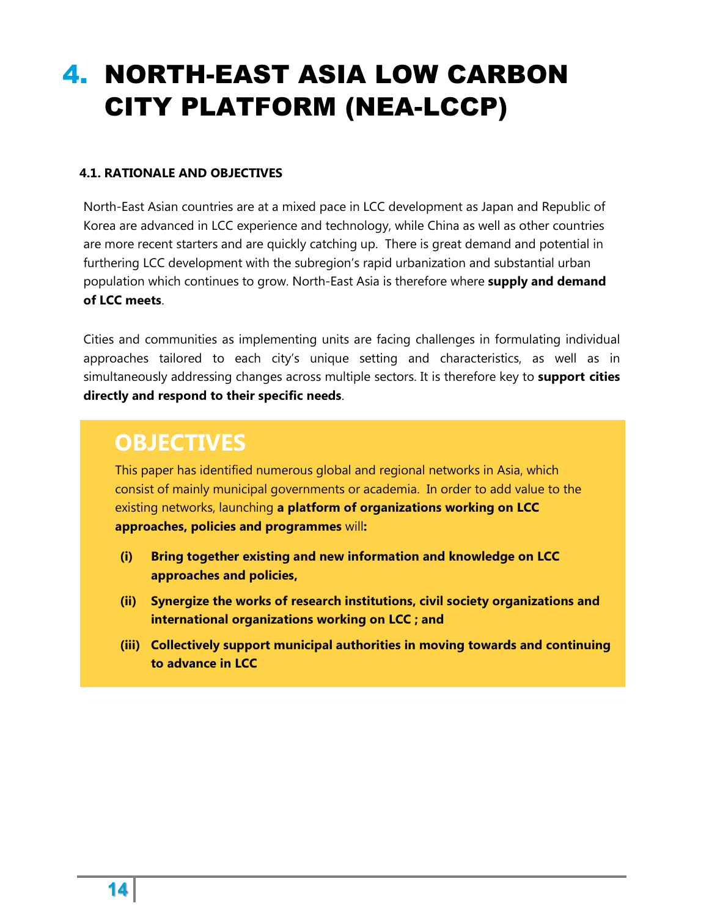# 4. NORTH-EAST ASIA LOW CARBON CITY PLATFORM (NEA-LCCP)

### 4.1. RATIONALE AND OBJECTIVES

North-East Asian countries are at a mixed pace in LCC development as Japan and Republic of Korea are advanced in LCC experience and technology, while China as well as other countries are more recent starters and are quickly catching up. There is great demand and potential in furthering LCC development with the subregion's rapid urbanization and substantial urban population which continues to grow. North-East Asia is therefore where **supply and demand of LCC meets**.

Cities and communities as implementing units are facing challenges in formulating individual approaches tailored to each city's unique setting and characteristics, as well as in simultaneously addressing changes across multiple sectors. It is therefore key to **support cities directly and respond to their specific needs**.

## OBJECTIVES

This paper has identified numerous global and regional networks in Asia, which consist of mainly municipal governments or academia. In order to add value to the existing networks, launching **a platform of organizations working on LCC approaches, policies and programmes** will**:**

- **(i) Bring together existing and new information and knowledge on LCC approaches and policies,**
- **(ii) Synergize the works of research institutions, civil society organizations and international organizations working on LCC ; and**
- **(iii) Collectively support municipal authorities in moving towards and continuing to advance in LCC**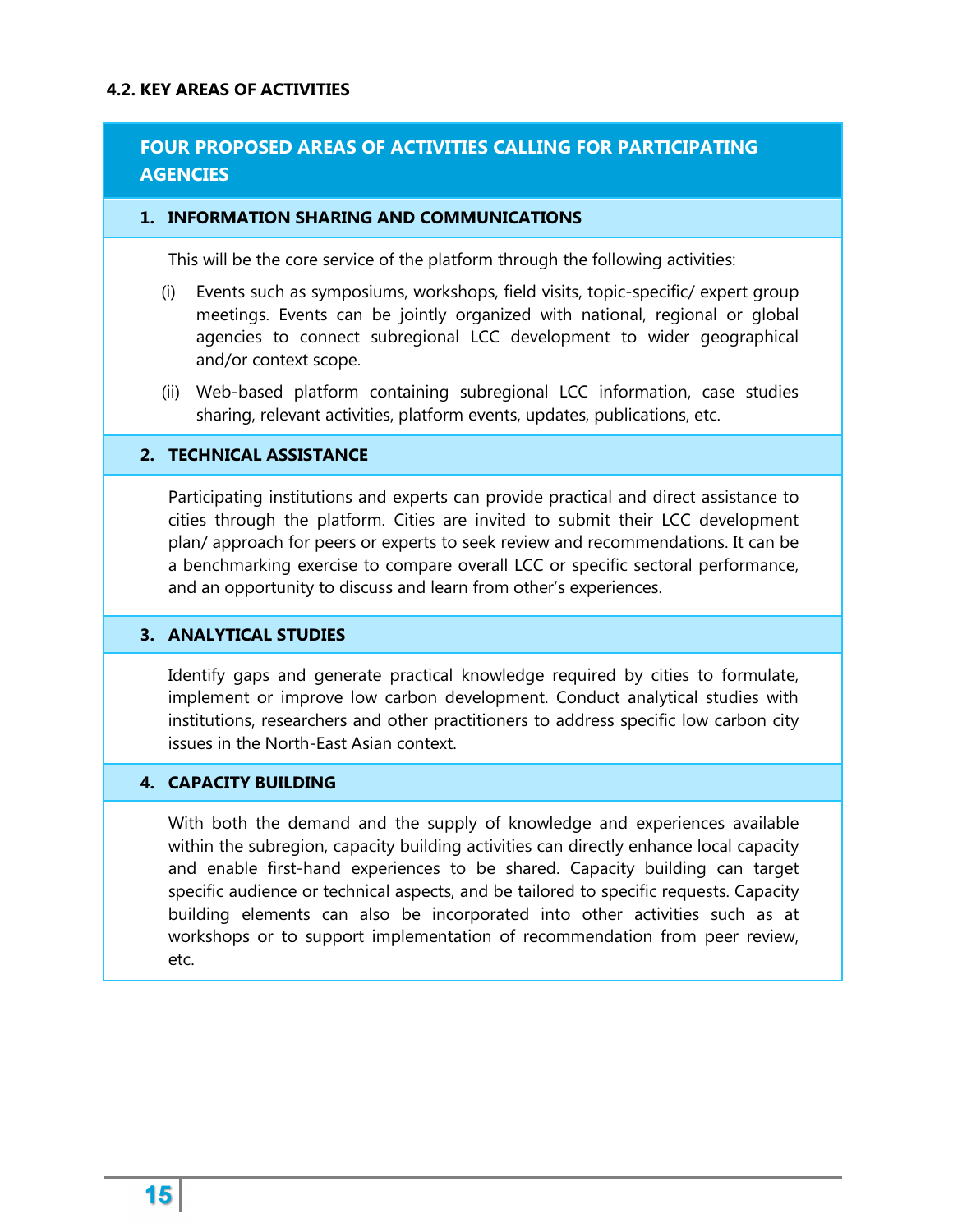### 4.2. KEY AREAS OF ACTIVITIES

**FOUR PROPOSED AREAS OF ACTIVITIES CALLING FOR PARTICIPATING AGENCIES**

**1. INFORMATION SHARING AND COMMUNICATIONS**

This will be the core service of the platform through the following activities:

(i) Events such as symposiums, workshops, field visits, topic-specific/ expert group meetings. Events can be jointly organized with national, regional or global agencies to connect subregional LCC development to wider geographical and/or context scope.

(ii) Web-based platform containing subregional LCC information, case studies sharing, relevant activities, platform events, updates, publications, etc.

**2. TECHNICAL ASSISTANCE**

Participating institutions and experts can provide practical and direct assistance to cities through the platform. Cities are invited to submit their LCC development plan/ approach for peers or experts to seek review and recommendations. It can be a benchmarking exercise to compare overall LCC or specific sectoral performance, and an opportunity to discuss and learn from other's experiences.

**3. ANALYTICAL STUDIES**

Identify gaps and generate practical knowledge required by cities to formulate, implement or improve low carbon development. Conduct analytical studies with institutions, researchers and other practitioners to address specific low carbon city issues in the North-East Asian context.

**4. CAPACITY BUILDING**

With both the demand and the supply of knowledge and experiences available within the subregion, capacity building activities can directly enhance local capacity and enable first-hand experiences to be shared. Capacity building can target specific audience or technical aspects, and be tailored to specific requests. Capacity building elements can also be incorporated into other activities such as at workshops or to support implementation of recommendation from peer review, etc.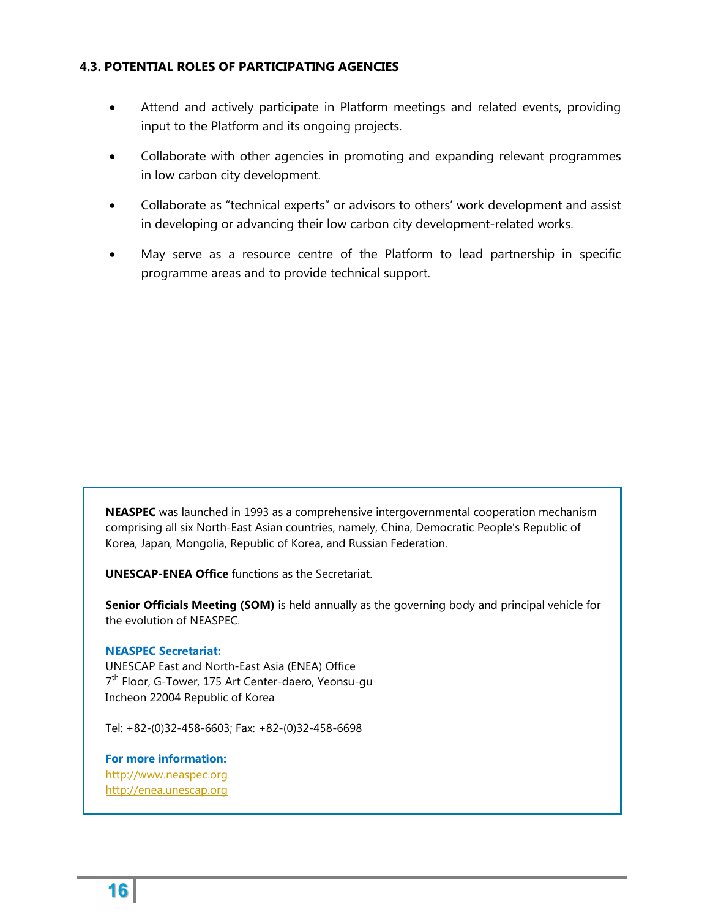### 4.3. POTENTIAL ROLES OF PARTICIPATING AGENCIES

- Attend and actively participate in Platform meetings and related events, providing input to the Platform and its ongoing projects.
- Collaborate with other agencies in promoting and expanding relevant programmes in low carbon city development.
- Collaborate as "technical experts" or advisors to others' work development and assist in developing or advancing their low carbon city development-related works.
- May serve as a resource centre of the Platform to lead partnership in specific programme areas and to provide technical support.

**NEASPEC** was launched in 1993 as a comprehensive intergovernmental cooperation mechanism comprising all six North-East Asian countries, namely, China, Democratic People's Republic of Korea, Japan, Mongolia, Republic of Korea, and Russian Federation.

**UNESCAP-ENEA Office** functions as the Secretariat.

**Senior Officials Meeting (SOM)** is held annually as the governing body and principal vehicle for the evolution of NEASPEC.

**NEASPEC Secretariat:**
UNESCAP East and North-East Asia (ENEA) Office
7th Floor, G-Tower, 175 Art Center-daero, Yeonsu-gu
Incheon 22004 Republic of Korea

Tel: +82-(0)32-458-6603; Fax: +82-(0)32-458-6698

**For more information:**
http://www.neaspec.org
http://enea.unescap.org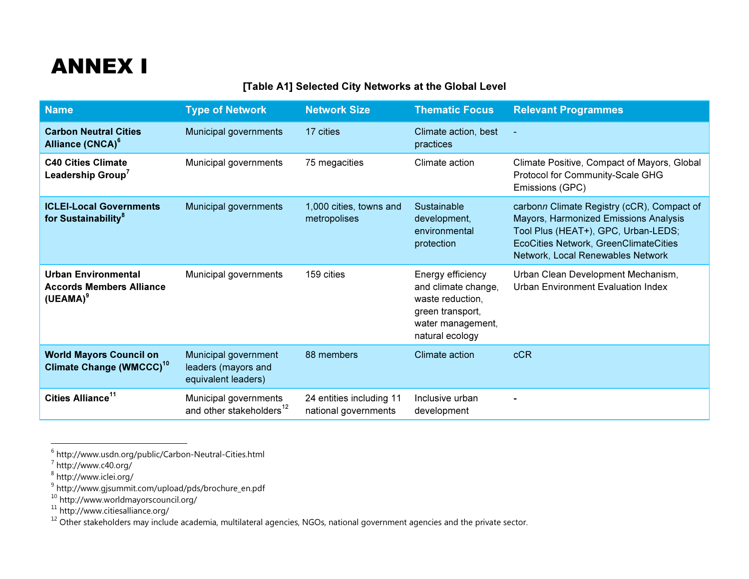# ANNEX I

**[Table A1] Selected City Networks at the Global Level**

| Name | Type of Network | Network Size | Thematic Focus | Relevant Programmes |
|---|---|---|---|---|
| **Carbon Neutral Cities Alliance (CNCA)**[6] | Municipal governments | 17 cities | Climate action, best practices | - |
| **C40 Cities Climate Leadership Group**[7] | Municipal governments | 75 megacities | Climate action | Climate Positive, Compact of Mayors, Global Protocol for Community-Scale GHG Emissions (GPC) |
| **ICLEI-Local Governments for Sustainability**[8] | Municipal governments | 1,000 cities, towns and metropolises | Sustainable development, environmental protection | carbon*n* Climate Registry (cCR), Compact of Mayors, Harmonized Emissions Analysis Tool Plus (HEAT+), GPC, Urban-LEDS; EcoCities Network, GreenClimateCities Network, Local Renewables Network |
| **Urban Environmental Accords Members Alliance (UEAMA)**[9] | Municipal governments | 159 cities | Energy efficiency and climate change, waste reduction, green transport, water management, natural ecology | Urban Clean Development Mechanism, Urban Environment Evaluation Index |
| **World Mayors Council on Climate Change (WMCCC)**[10] | Municipal government leaders (mayors and equivalent leaders) | 88 members | Climate action | cCR |
| **Cities Alliance**[11] | Municipal governments and other stakeholders[12] | 24 entities including 11 national governments | Inclusive urban development | - |

[6] http://www.usdn.org/public/Carbon-Neutral-Cities.html
[7] http://www.c40.org/
[8] http://www.iclei.org/
[9] http://www.gjsummit.com/upload/pds/brochure_en.pdf
[10] http://www.worldmayorscouncil.org/
[11] http://www.citiesalliance.org/
[12] Other stakeholders may include academia, multilateral agencies, NGOs, national government agencies and the private sector.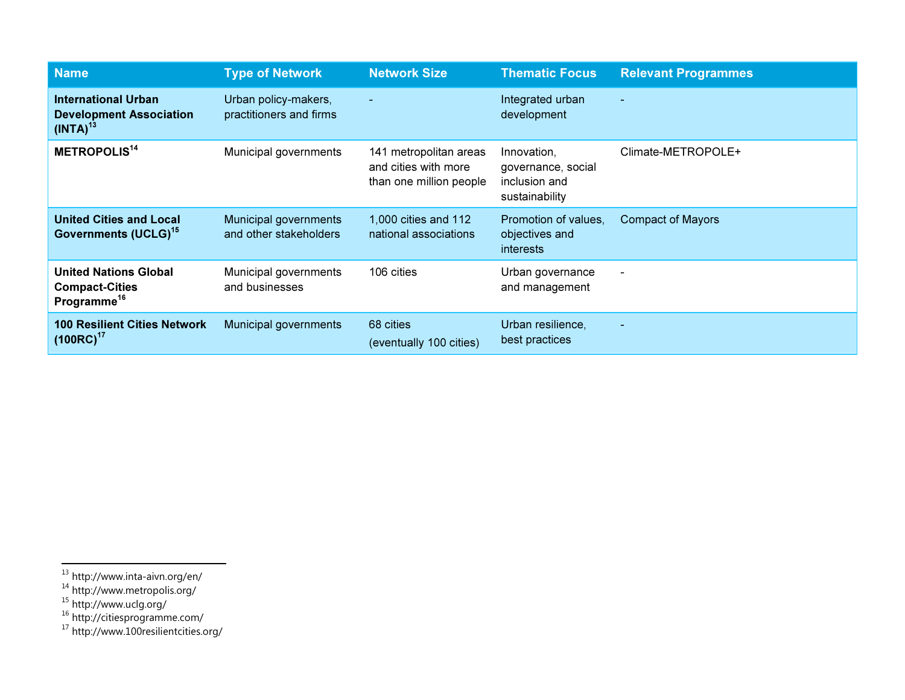| Name | Type of Network | Network Size | Thematic Focus | Relevant Programmes |
|---|---|---|---|---|
| **International Urban Development Association (INTA)**[13] | Urban policy-makers, practitioners and firms | - | Integrated urban development | - |
| **METROPOLIS**[14] | Municipal governments | 141 metropolitan areas and cities with more than one million people | Innovation, governance, social inclusion and sustainability | Climate-METROPOLE+ |
| **United Cities and Local Governments (UCLG)**[15] | Municipal governments and other stakeholders | 1,000 cities and 112 national associations | Promotion of values, objectives and interests | Compact of Mayors |
| **United Nations Global Compact-Cities Programme**[16] | Municipal governments and businesses | 106 cities | Urban governance and management | - |
| **100 Resilient Cities Network (100RC)**[17] | Municipal governments | 68 cities (eventually 100 cities) | Urban resilience, best practices | - |

[13] http://www.inta-aivn.org/en/
[14] http://www.metropolis.org/
[15] http://www.uclg.org/
[16] http://citiesprogramme.com/
[17] http://www.100resilientcities.org/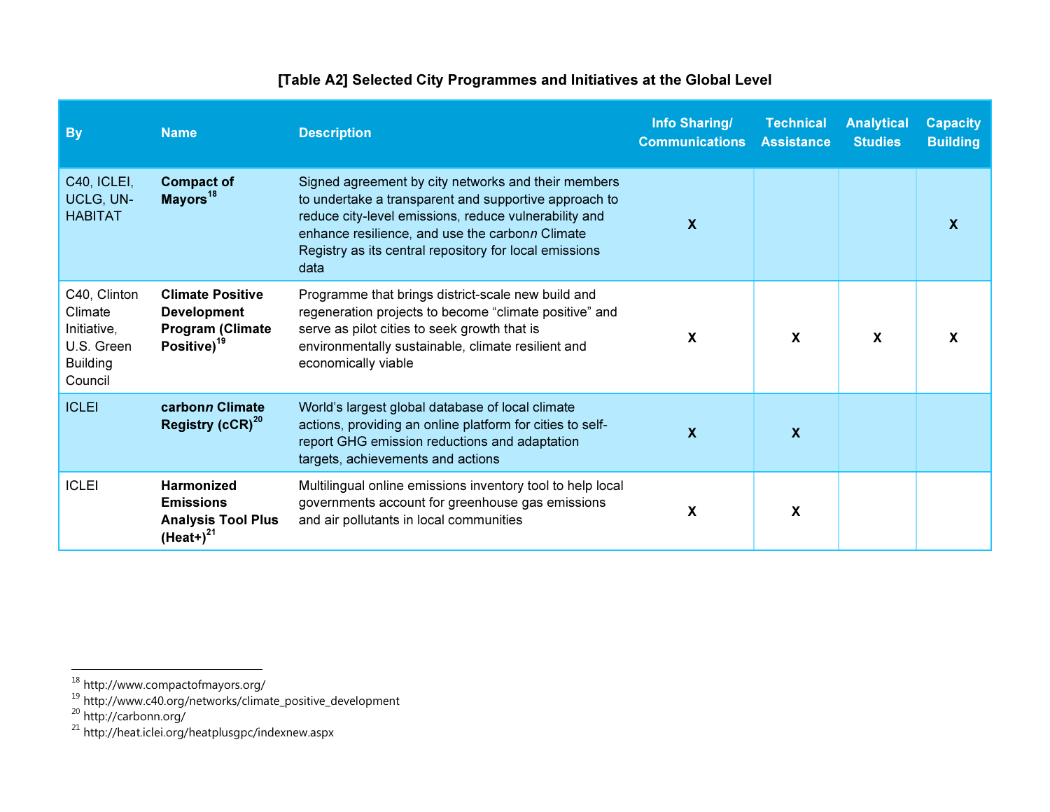**[Table A2] Selected City Programmes and Initiatives at the Global Level**

| By | Name | Description | Info Sharing/ Communications | Technical Assistance | Analytical Studies | Capacity Building |
|---|---|---|---|---|---|---|
| C40, ICLEI, UCLG, UN-HABITAT | **Compact of Mayors**[18] | Signed agreement by city networks and their members to undertake a transparent and supportive approach to reduce city-level emissions, reduce vulnerability and enhance resilience, and use the carbon*n* Climate Registry as its central repository for local emissions data | X | | | X |
| C40, Clinton Climate Initiative, U.S. Green Building Council | **Climate Positive Development Program (Climate Positive)**[19] | Programme that brings district-scale new build and regeneration projects to become "climate positive" and serve as pilot cities to seek growth that is environmentally sustainable, climate resilient and economically viable | X | X | X | X |
| ICLEI | **carbon*n* Climate Registry (cCR)**[20] | World's largest global database of local climate actions, providing an online platform for cities to self-report GHG emission reductions and adaptation targets, achievements and actions | X | X | | |
| ICLEI | **Harmonized Emissions Analysis Tool Plus (Heat+)**[21] | Multilingual online emissions inventory tool to help local governments account for greenhouse gas emissions and air pollutants in local communities | X | X | | |

[18] http://www.compactofmayors.org/
[19] http://www.c40.org/networks/climate_positive_development
[20] http://carbonn.org/
[21] http://heat.iclei.org/heatplusgpc/indexnew.aspx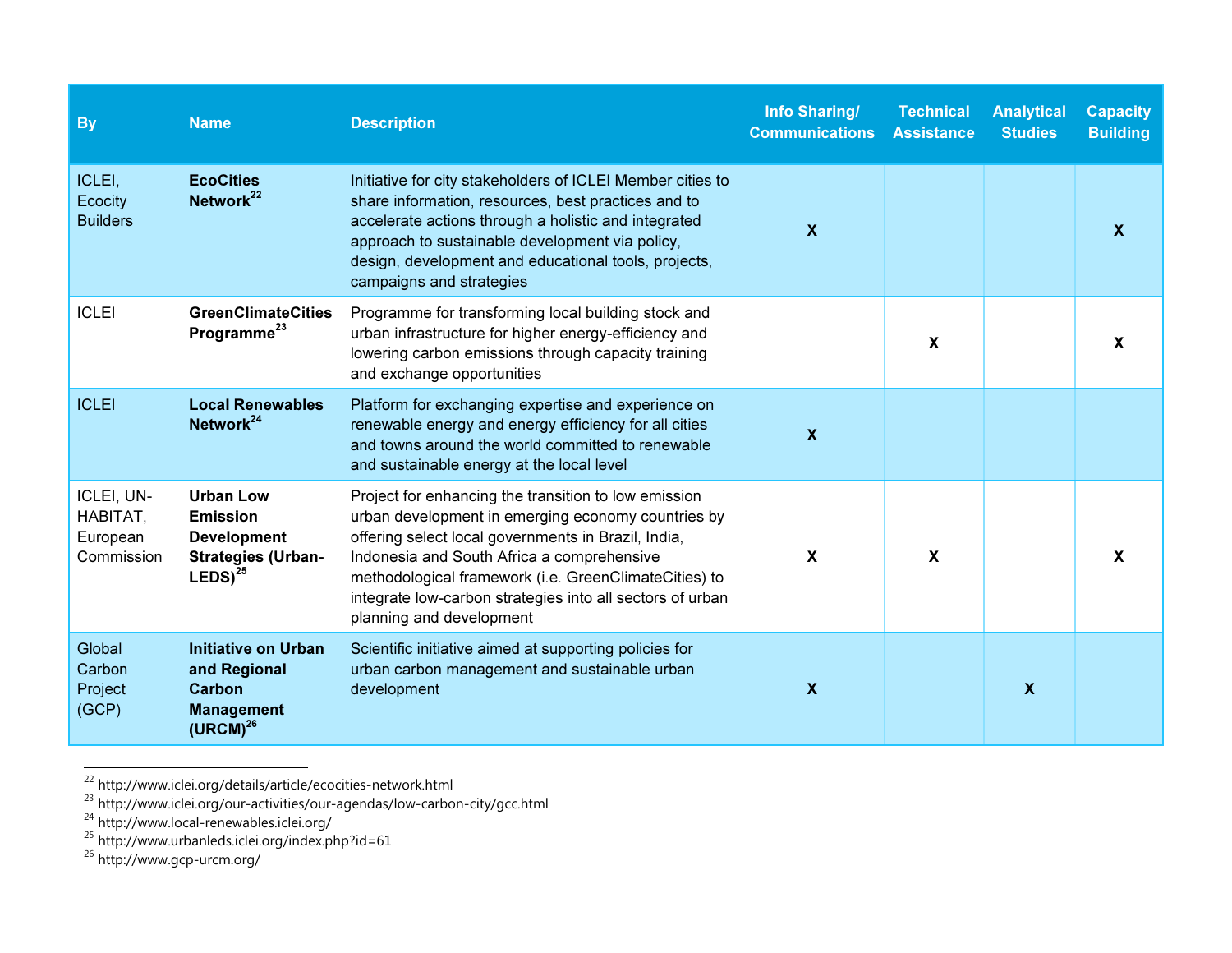| By | Name | Description | Info Sharing/ Communications | Technical Assistance | Analytical Studies | Capacity Building |
|---|---|---|---|---|---|---|
| ICLEI, Ecocity Builders | **EcoCities Network**[22] | Initiative for city stakeholders of ICLEI Member cities to share information, resources, best practices and to accelerate actions through a holistic and integrated approach to sustainable development via policy, design, development and educational tools, projects, campaigns and strategies | X | | | X |
| ICLEI | **GreenClimateCities Programme**[23] | Programme for transforming local building stock and urban infrastructure for higher energy-efficiency and lowering carbon emissions through capacity training and exchange opportunities | | X | | X |
| ICLEI | **Local Renewables Network**[24] | Platform for exchanging expertise and experience on renewable energy and energy efficiency for all cities and towns around the world committed to renewable and sustainable energy at the local level | X | | | |
| ICLEI, UN-HABITAT, European Commission | **Urban Low Emission Development Strategies (Urban-LEDS)**[25] | Project for enhancing the transition to low emission urban development in emerging economy countries by offering select local governments in Brazil, India, Indonesia and South Africa a comprehensive methodological framework (i.e. GreenClimateCities) to integrate low-carbon strategies into all sectors of urban planning and development | X | X | | X |
| Global Carbon Project (GCP) | **Initiative on Urban and Regional Carbon Management (URCM)**[26] | Scientific initiative aimed at supporting policies for urban carbon management and sustainable urban development | X | | X | |

[22] http://www.iclei.org/details/article/ecocities-network.html
[23] http://www.iclei.org/our-activities/our-agendas/low-carbon-city/gcc.html
[24] http://www.local-renewables.iclei.org/
[25] http://www.urbanleds.iclei.org/index.php?id=61
[26] http://www.gcp-urcm.org/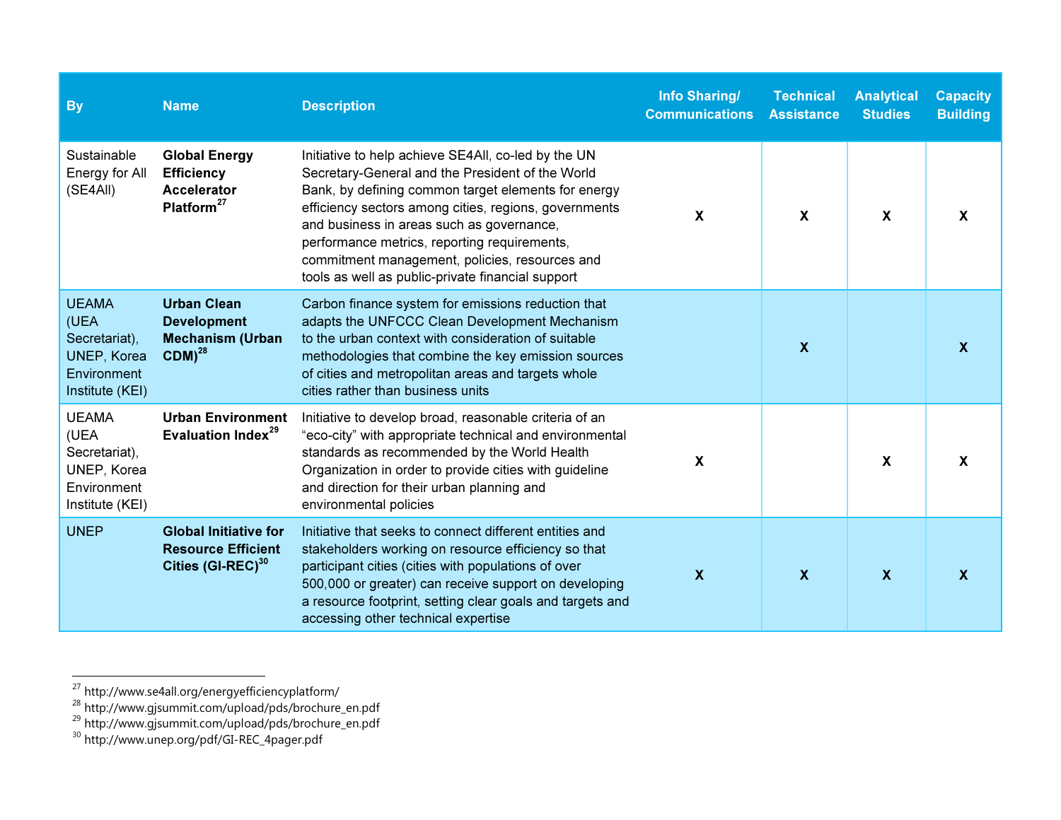| By | Name | Description | Info Sharing/ Communications | Technical Assistance | Analytical Studies | Capacity Building |
|---|---|---|---|---|---|---|
| Sustainable Energy for All (SE4All) | **Global Energy Efficiency Accelerator Platform**[27] | Initiative to help achieve SE4All, co-led by the UN Secretary-General and the President of the World Bank, by defining common target elements for energy efficiency sectors among cities, regions, governments and business in areas such as governance, performance metrics, reporting requirements, commitment management, policies, resources and tools as well as public-private financial support | X | X | X | X |
| UEAMA (UEA Secretariat), UNEP, Korea Environment Institute (KEI) | **Urban Clean Development Mechanism (Urban CDM)**[28] | Carbon finance system for emissions reduction that adapts the UNFCCC Clean Development Mechanism to the urban context with consideration of suitable methodologies that combine the key emission sources of cities and metropolitan areas and targets whole cities rather than business units | | X | | X |
| UEAMA (UEA Secretariat), UNEP, Korea Environment Institute (KEI) | **Urban Environment Evaluation Index**[29] | Initiative to develop broad, reasonable criteria of an "eco-city" with appropriate technical and environmental standards as recommended by the World Health Organization in order to provide cities with guideline and direction for their urban planning and environmental policies | X | | X | X |
| UNEP | **Global Initiative for Resource Efficient Cities (GI-REC)**[30] | Initiative that seeks to connect different entities and stakeholders working on resource efficiency so that participant cities (cities with populations of over 500,000 or greater) can receive support on developing a resource footprint, setting clear goals and targets and accessing other technical expertise | X | X | X | X |

[27] http://www.se4all.org/energyefficiencyplatform/

[28] http://www.gjsummit.com/upload/pds/brochure_en.pdf

[29] http://www.gjsummit.com/upload/pds/brochure_en.pdf

[30] http://www.unep.org/pdf/GI-REC_4pager.pdf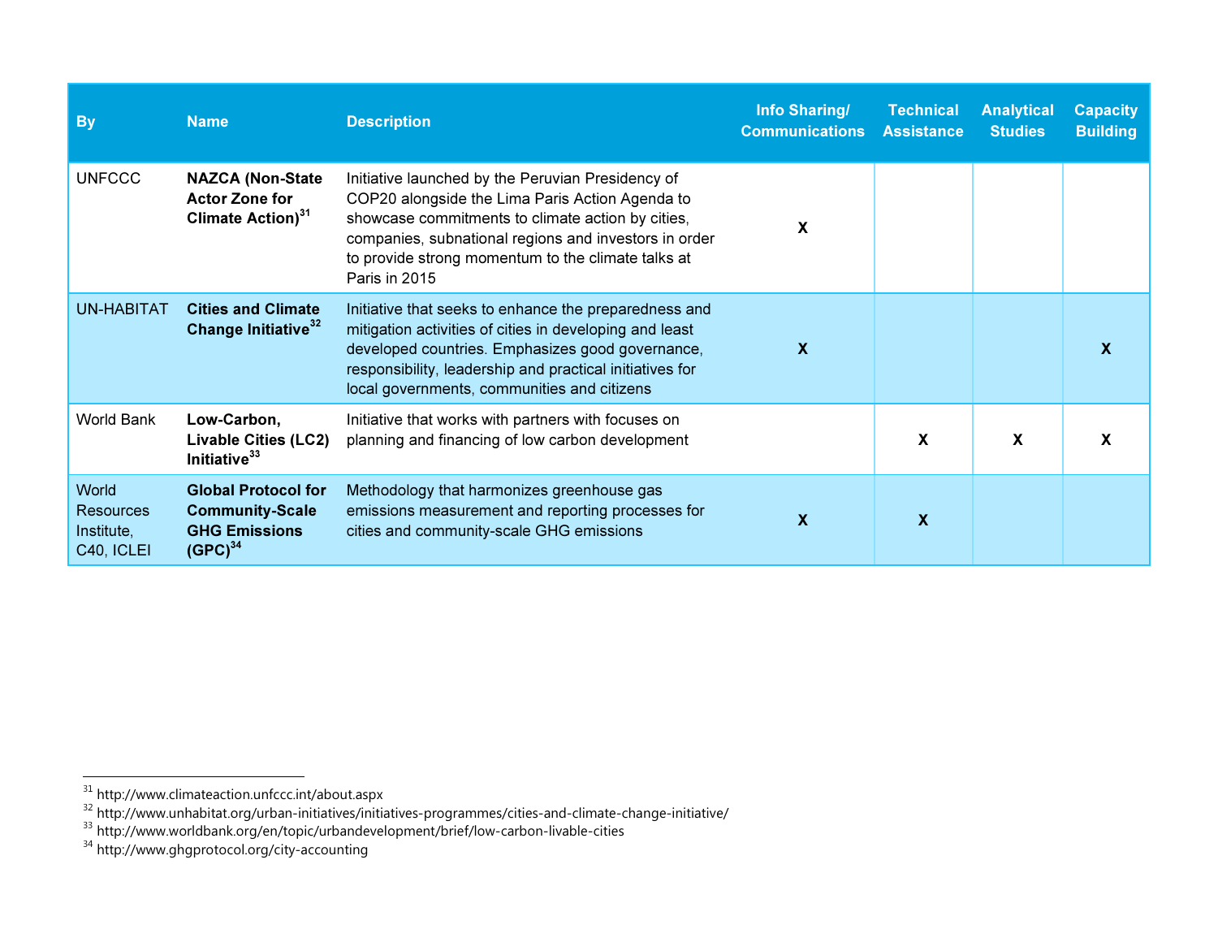| By | Name | Description | Info Sharing/ Communications | Technical Assistance | Analytical Studies | Capacity Building |
|---|---|---|---|---|---|---|
| UNFCCC | **NAZCA (Non-State Actor Zone for Climate Action)**[31] | Initiative launched by the Peruvian Presidency of COP20 alongside the Lima Paris Action Agenda to showcase commitments to climate action by cities, companies, subnational regions and investors in order to provide strong momentum to the climate talks at Paris in 2015 | X | | | |
| UN-HABITAT | **Cities and Climate Change Initiative**[32] | Initiative that seeks to enhance the preparedness and mitigation activities of cities in developing and least developed countries. Emphasizes good governance, responsibility, leadership and practical initiatives for local governments, communities and citizens | X | | | X |
| World Bank | **Low-Carbon, Livable Cities (LC2) Initiative**[33] | Initiative that works with partners with focuses on planning and financing of low carbon development | | X | X | X |
| World Resources Institute, C40, ICLEI | **Global Protocol for Community-Scale GHG Emissions (GPC)**[34] | Methodology that harmonizes greenhouse gas emissions measurement and reporting processes for cities and community-scale GHG emissions | X | X | | |

[31] http://www.climateaction.unfccc.int/about.aspx
[32] http://www.unhabitat.org/urban-initiatives/initiatives-programmes/cities-and-climate-change-initiative/
[33] http://www.worldbank.org/en/topic/urbandevelopment/brief/low-carbon-livable-cities
[34] http://www.ghgprotocol.org/city-accounting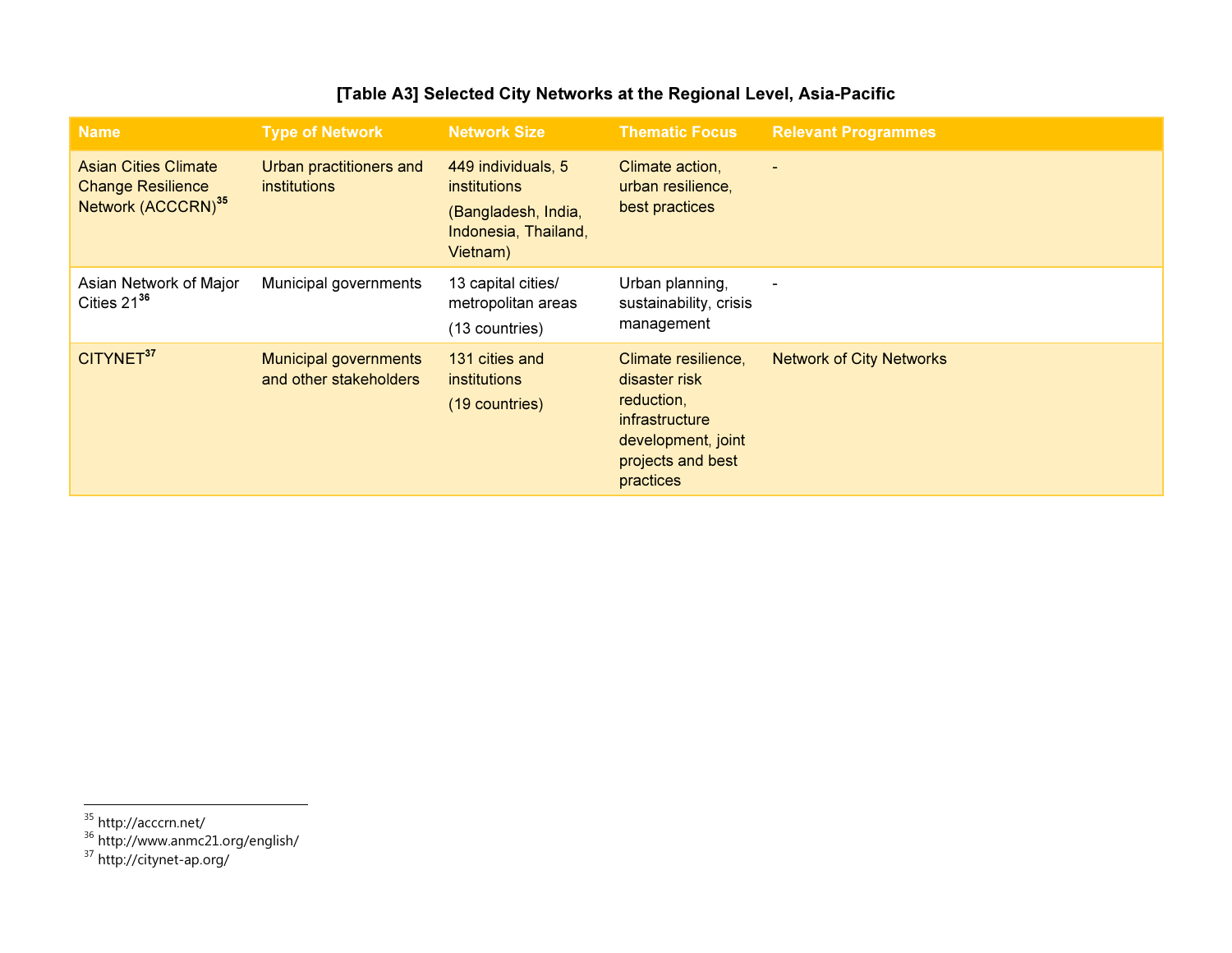**[Table A3] Selected City Networks at the Regional Level, Asia-Pacific**

| Name | Type of Network | Network Size | Thematic Focus | Relevant Programmes |
|---|---|---|---|---|
| Asian Cities Climate Change Resilience Network (ACCCRN)[35] | Urban practitioners and institutions | 449 individuals, 5 institutions (Bangladesh, India, Indonesia, Thailand, Vietnam) | Climate action, urban resilience, best practices | - |
| Asian Network of Major Cities 21[36] | Municipal governments | 13 capital cities/ metropolitan areas (13 countries) | Urban planning, sustainability, crisis management | - |
| CITYNET[37] | Municipal governments and other stakeholders | 131 cities and institutions (19 countries) | Climate resilience, disaster risk reduction, infrastructure development, joint projects and best practices | Network of City Networks |

[35] http://acccrn.net/
[36] http://www.anmc21.org/english/
[37] http://citynet-ap.org/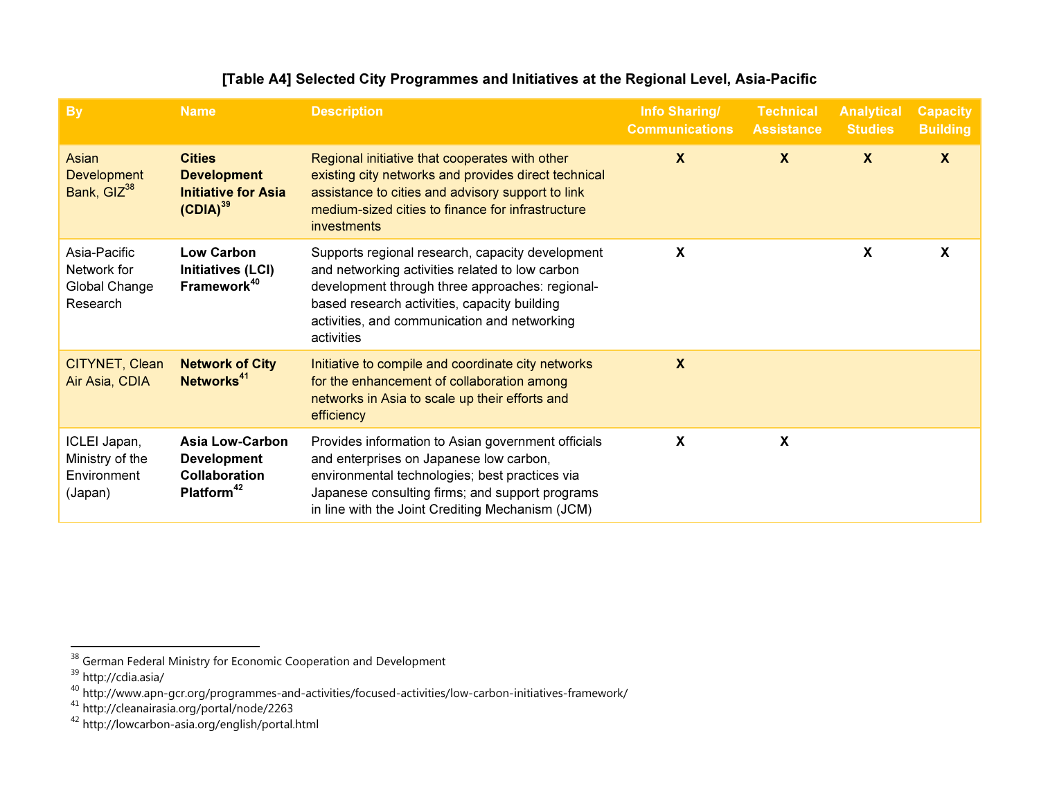**[Table A4] Selected City Programmes and Initiatives at the Regional Level, Asia-Pacific**

| By | Name | Description | Info Sharing/ Communications | Technical Assistance | Analytical Studies | Capacity Building |
|---|---|---|---|---|---|---|
| Asian Development Bank, GIZ[38] | **Cities Development Initiative for Asia (CDIA)[39]** | Regional initiative that cooperates with other existing city networks and provides direct technical assistance to cities and advisory support to link medium-sized cities to finance for infrastructure investments | X | X | X | X |
| Asia-Pacific Network for Global Change Research | **Low Carbon Initiatives (LCI) Framework[40]** | Supports regional research, capacity development and networking activities related to low carbon development through three approaches: regional-based research activities, capacity building activities, and communication and networking activities | X | | X | X |
| CITYNET, Clean Air Asia, CDIA | **Network of City Networks[41]** | Initiative to compile and coordinate city networks for the enhancement of collaboration among networks in Asia to scale up their efforts and efficiency | X | | | |
| ICLEI Japan, Ministry of the Environment (Japan) | **Asia Low-Carbon Development Collaboration Platform[42]** | Provides information to Asian government officials and enterprises on Japanese low carbon, environmental technologies; best practices via Japanese consulting firms; and support programs in line with the Joint Crediting Mechanism (JCM) | X | X | | |

[38] German Federal Ministry for Economic Cooperation and Development

[39] http://cdia.asia/

[40] http://www.apn-gcr.org/programmes-and-activities/focused-activities/low-carbon-initiatives-framework/

[41] http://cleanairasia.org/portal/node/2263

[42] http://lowcarbon-asia.org/english/portal.html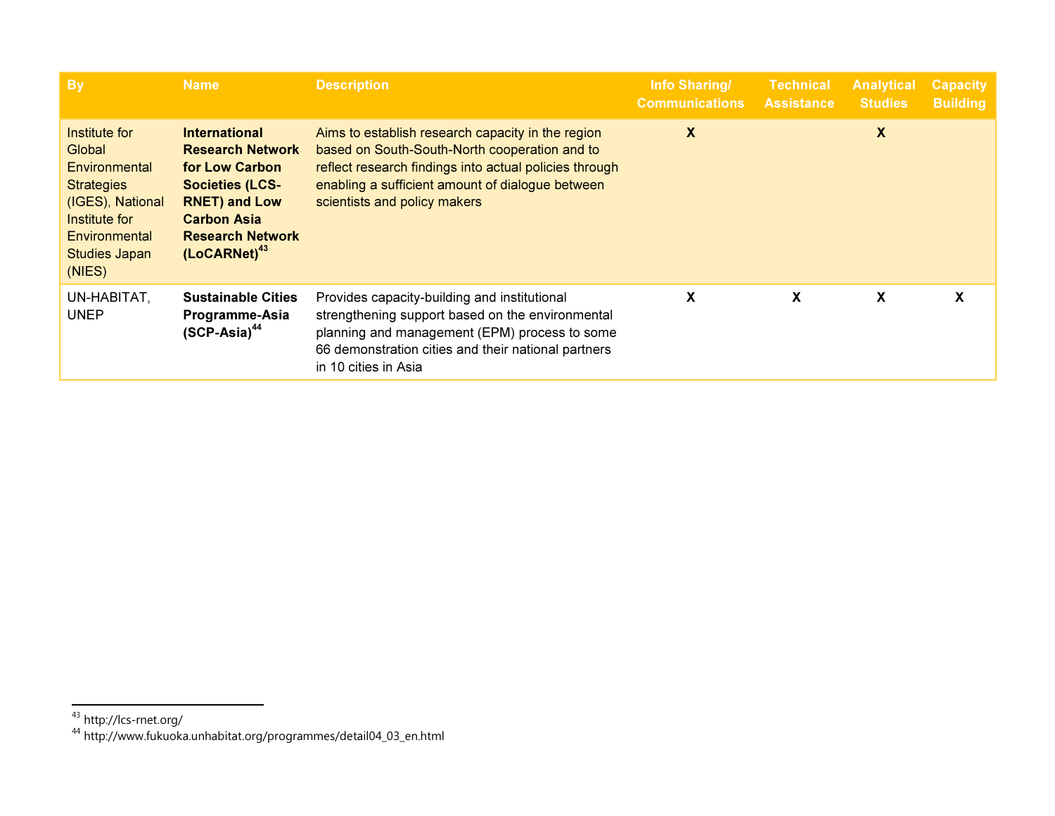| By | Name | Description | Info Sharing/ Communications | Technical Assistance | Analytical Studies | Capacity Building |
| --- | --- | --- | --- | --- | --- | --- |
| Institute for Global Environmental Strategies (IGES), National Institute for Environmental Studies Japan (NIES) | **International Research Network for Low Carbon Societies (LCS-RNET) and Low Carbon Asia Research Network (LoCARNet)**[43] | Aims to establish research capacity in the region based on South-South-North cooperation and to reflect research findings into actual policies through enabling a sufficient amount of dialogue between scientists and policy makers | X | | X | |
| UN-HABITAT, UNEP | **Sustainable Cities Programme-Asia (SCP-Asia)**[44] | Provides capacity-building and institutional strengthening support based on the environmental planning and management (EPM) process to some 66 demonstration cities and their national partners in 10 cities in Asia | X | X | X | X |

[43] http://lcs-rnet.org/

[44] http://www.fukuoka.unhabitat.org/programmes/detail04_03_en.html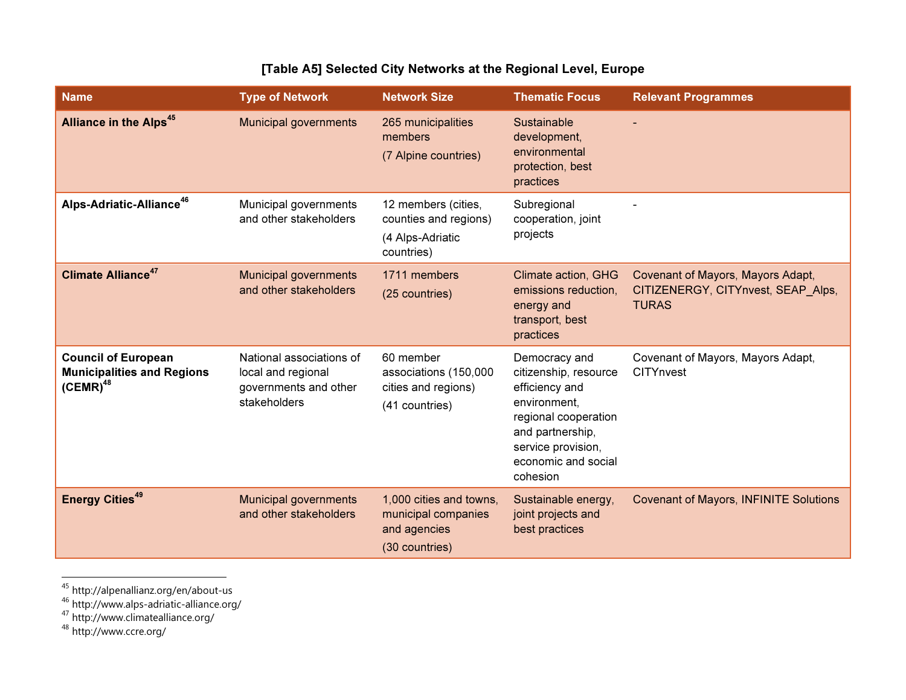**[Table A5] Selected City Networks at the Regional Level, Europe**

| Name | Type of Network | Network Size | Thematic Focus | Relevant Programmes |
|---|---|---|---|---|
| **Alliance in the Alps**[45] | Municipal governments | 265 municipalities members (7 Alpine countries) | Sustainable development, environmental protection, best practices | - |
| **Alps-Adriatic-Alliance**[46] | Municipal governments and other stakeholders | 12 members (cities, counties and regions) (4 Alps-Adriatic countries) | Subregional cooperation, joint projects | - |
| **Climate Alliance**[47] | Municipal governments and other stakeholders | 1711 members (25 countries) | Climate action, GHG emissions reduction, energy and transport, best practices | Covenant of Mayors, Mayors Adapt, CITIZENERGY, CITYnvest, SEAP_Alps, TURAS |
| **Council of European Municipalities and Regions (CEMR)**[48] | National associations of local and regional governments and other stakeholders | 60 member associations (150,000 cities and regions) (41 countries) | Democracy and citizenship, resource efficiency and environment, regional cooperation and partnership, service provision, economic and social cohesion | Covenant of Mayors, Mayors Adapt, CITYnvest |
| **Energy Cities**[49] | Municipal governments and other stakeholders | 1,000 cities and towns, municipal companies and agencies (30 countries) | Sustainable energy, joint projects and best practices | Covenant of Mayors, INFINITE Solutions |

[45] http://alpenallianz.org/en/about-us
[46] http://www.alps-adriatic-alliance.org/
[47] http://www.climatealliance.org/
[48] http://www.ccre.org/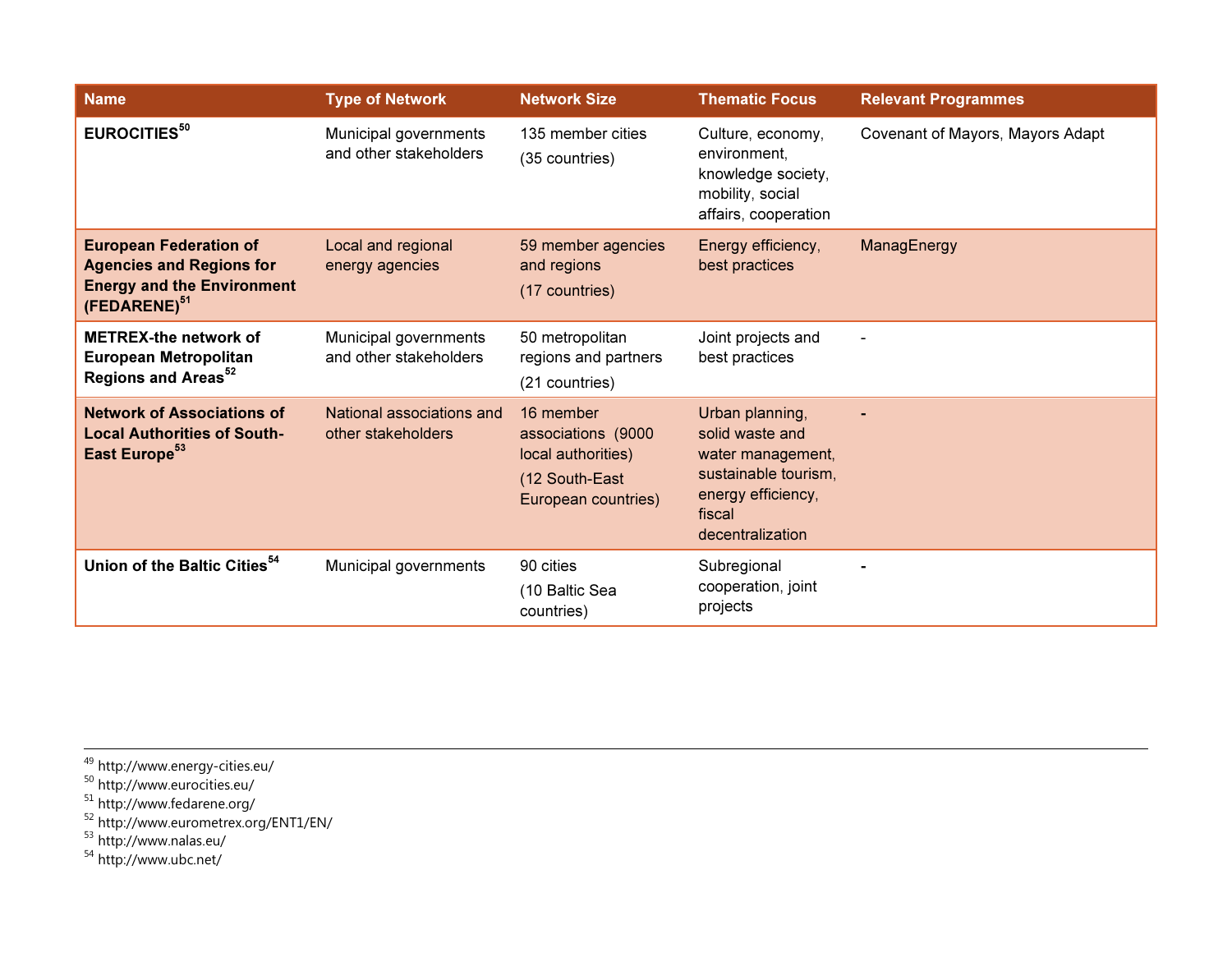| Name | Type of Network | Network Size | Thematic Focus | Relevant Programmes |
|---|---|---|---|---|
| **EUROCITIES**[50] | Municipal governments and other stakeholders | 135 member cities (35 countries) | Culture, economy, environment, knowledge society, mobility, social affairs, cooperation | Covenant of Mayors, Mayors Adapt |
| **European Federation of Agencies and Regions for Energy and the Environment (FEDARENE)**[51] | Local and regional energy agencies | 59 member agencies and regions (17 countries) | Energy efficiency, best practices | ManagEnergy |
| **METREX-the network of European Metropolitan Regions and Areas**[52] | Municipal governments and other stakeholders | 50 metropolitan regions and partners (21 countries) | Joint projects and best practices | - |
| **Network of Associations of Local Authorities of South-East Europe**[53] | National associations and other stakeholders | 16 member associations (9000 local authorities) (12 South-East European countries) | Urban planning, solid waste and water management, sustainable tourism, energy efficiency, fiscal decentralization | - |
| **Union of the Baltic Cities**[54] | Municipal governments | 90 cities (10 Baltic Sea countries) | Subregional cooperation, joint projects | - |

[49] http://www.energy-cities.eu/
[50] http://www.eurocities.eu/
[51] http://www.fedarene.org/
[52] http://www.eurometrex.org/ENT1/EN/
[53] http://www.nalas.eu/
[54] http://www.ubc.net/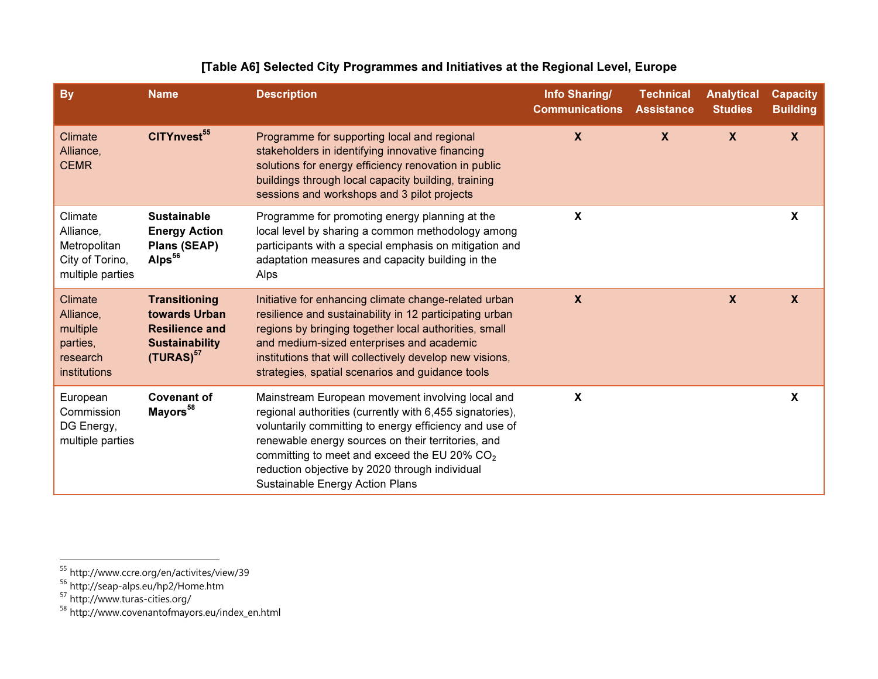**[Table A6] Selected City Programmes and Initiatives at the Regional Level, Europe**

| By | Name | Description | Info Sharing/ Communications | Technical Assistance | Analytical Studies | Capacity Building |
|---|---|---|---|---|---|---|
| Climate Alliance, CEMR | **CITYnvest**[55] | Programme for supporting local and regional stakeholders in identifying innovative financing solutions for energy efficiency renovation in public buildings through local capacity building, training sessions and workshops and 3 pilot projects | X | X | X | X |
| Climate Alliance, Metropolitan City of Torino, multiple parties | **Sustainable Energy Action Plans (SEAP) Alps**[56] | Programme for promoting energy planning at the local level by sharing a common methodology among participants with a special emphasis on mitigation and adaptation measures and capacity building in the Alps | X | | | X |
| Climate Alliance, multiple parties, research institutions | **Transitioning towards Urban Resilience and Sustainability (TURAS)**[57] | Initiative for enhancing climate change-related urban resilience and sustainability in 12 participating urban regions by bringing together local authorities, small and medium-sized enterprises and academic institutions that will collectively develop new visions, strategies, spatial scenarios and guidance tools | X | | X | X |
| European Commission DG Energy, multiple parties | **Covenant of Mayors**[58] | Mainstream European movement involving local and regional authorities (currently with 6,455 signatories), voluntarily committing to energy efficiency and use of renewable energy sources on their territories, and committing to meet and exceed the EU 20% $CO_2$ reduction objective by 2020 through individual Sustainable Energy Action Plans | X | | | X |

[55] http://www.ccre.org/en/activites/view/39
[56] http://seap-alps.eu/hp2/Home.htm
[57] http://www.turas-cities.org/
[58] http://www.covenantofmayors.eu/index_en.html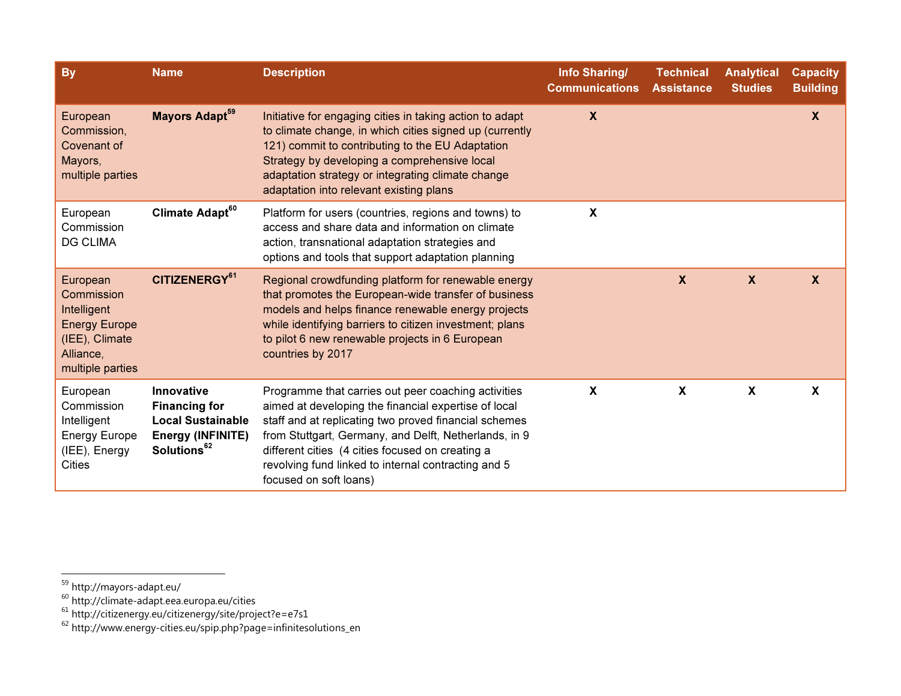| By | Name | Description | Info Sharing/ Communications | Technical Assistance | Analytical Studies | Capacity Building |
|---|---|---|---|---|---|---|
| European Commission, Covenant of Mayors, multiple parties | **Mayors Adapt**[59] | Initiative for engaging cities in taking action to adapt to climate change, in which cities signed up (currently 121) commit to contributing to the EU Adaptation Strategy by developing a comprehensive local adaptation strategy or integrating climate change adaptation into relevant existing plans | X | | | X |
| European Commission DG CLIMA | **Climate Adapt**[60] | Platform for users (countries, regions and towns) to access and share data and information on climate action, transnational adaptation strategies and options and tools that support adaptation planning | X | | | |
| European Commission Intelligent Energy Europe (IEE), Climate Alliance, multiple parties | **CITIZENERGY**[61] | Regional crowdfunding platform for renewable energy that promotes the European-wide transfer of business models and helps finance renewable energy projects while identifying barriers to citizen investment; plans to pilot 6 new renewable projects in 6 European countries by 2017 | | X | X | X |
| European Commission Intelligent Energy Europe (IEE), Energy Cities | **Innovative Financing for Local Sustainable Energy (INFINITE) Solutions**[62] | Programme that carries out peer coaching activities aimed at developing the financial expertise of local staff and at replicating two proved financial schemes from Stuttgart, Germany, and Delft, Netherlands, in 9 different cities (4 cities focused on creating a revolving fund linked to internal contracting and 5 focused on soft loans) | X | X | X | X |

[59] http://mayors-adapt.eu/

[60] http://climate-adapt.eea.europa.eu/cities

[61] http://citizenergy.eu/citizenergy/site/project?e=e7s1

[62] http://www.energy-cities.eu/spip.php?page=infinitesolutions_en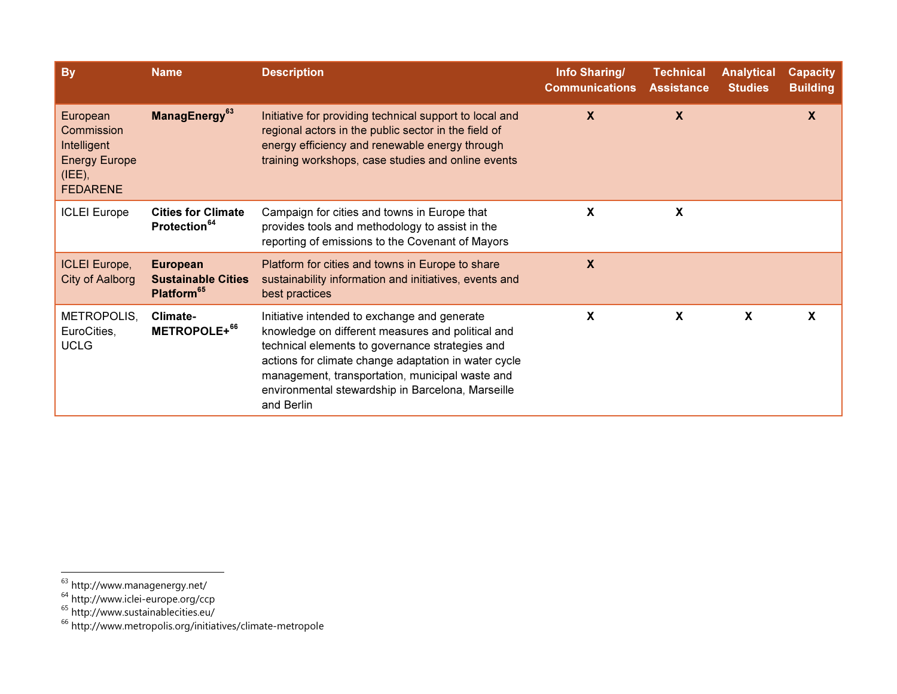| By | Name | Description | Info Sharing/ Communications | Technical Assistance | Analytical Studies | Capacity Building |
|---|---|---|---|---|---|---|
| European Commission Intelligent Energy Europe (IEE), FEDARENE | **ManagEnergy**[63] | Initiative for providing technical support to local and regional actors in the public sector in the field of energy efficiency and renewable energy through training workshops, case studies and online events | X | X | | X |
| ICLEI Europe | **Cities for Climate Protection**[64] | Campaign for cities and towns in Europe that provides tools and methodology to assist in the reporting of emissions to the Covenant of Mayors | X | X | | |
| ICLEI Europe, City of Aalborg | **European Sustainable Cities Platform**[65] | Platform for cities and towns in Europe to share sustainability information and initiatives, events and best practices | X | | | |
| METROPOLIS, EuroCities, UCLG | **Climate-METROPOLE+**[66] | Initiative intended to exchange and generate knowledge on different measures and political and technical elements to governance strategies and actions for climate change adaptation in water cycle management, transportation, municipal waste and environmental stewardship in Barcelona, Marseille and Berlin | X | X | X | X |

[63] http://www.managenergy.net/

[64] http://www.iclei-europe.org/ccp

[65] http://www.sustainablecities.eu/

[66] http://www.metropolis.org/initiatives/climate-metropole